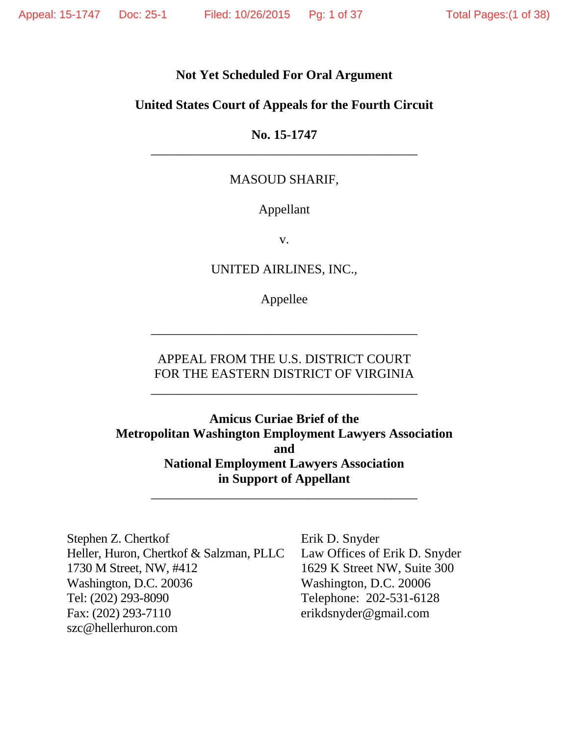**Not Yet Scheduled For Oral Argument**

**United States Court of Appeals for the Fourth Circuit**

**No. 15-1747**

---

MASOUD SHARIF,

Appellant

v.

UNITED AIRLINES, INC.,

Appellee

---

APPEAL FROM THE U.S. DISTRICT COURT
FOR THE EASTERN DISTRICT OF VIRGINIA

---

**Amicus Curiae Brief of the**
**Metropolitan Washington Employment Lawyers Association**
**and**
**National Employment Lawyers Association**
**in Support of Appellant**

---

Stephen Z. Chertkof
Heller, Huron, Chertkof & Salzman, PLLC
1730 M Street, NW, #412
Washington, D.C. 20036
Tel: (202) 293-8090
Fax: (202) 293-7110
szc@hellerhuron.com

Erik D. Snyder
Law Offices of Erik D. Snyder
1629 K Street NW, Suite 300
Washington, D.C. 20006
Telephone: 202-531-6128
erikdsnyder@gmail.com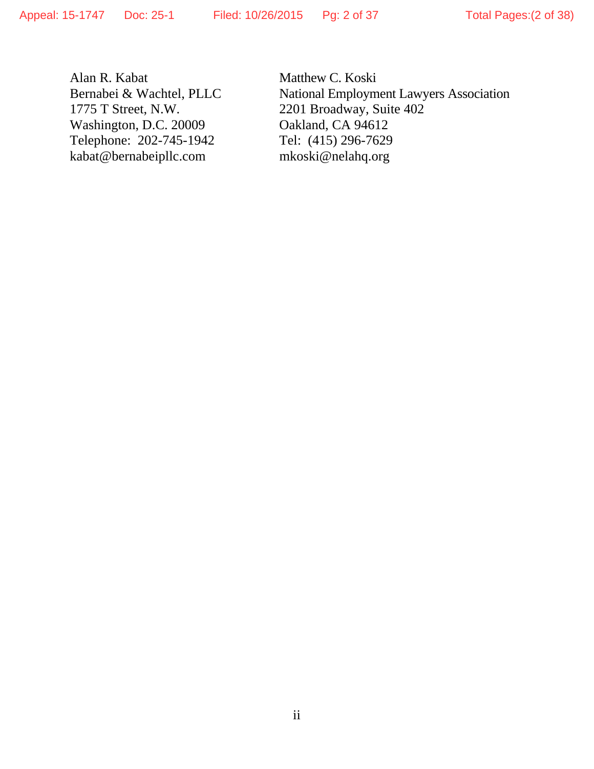Alan R. Kabat
Bernabei & Wachtel, PLLC
1775 T Street, N.W.
Washington, D.C. 20009
Telephone: 202-745-1942
kabat@bernabeipllc.com

Matthew C. Koski
National Employment Lawyers Association
2201 Broadway, Suite 402
Oakland, CA 94612
Tel: (415) 296-7629
mkoski@nelahq.org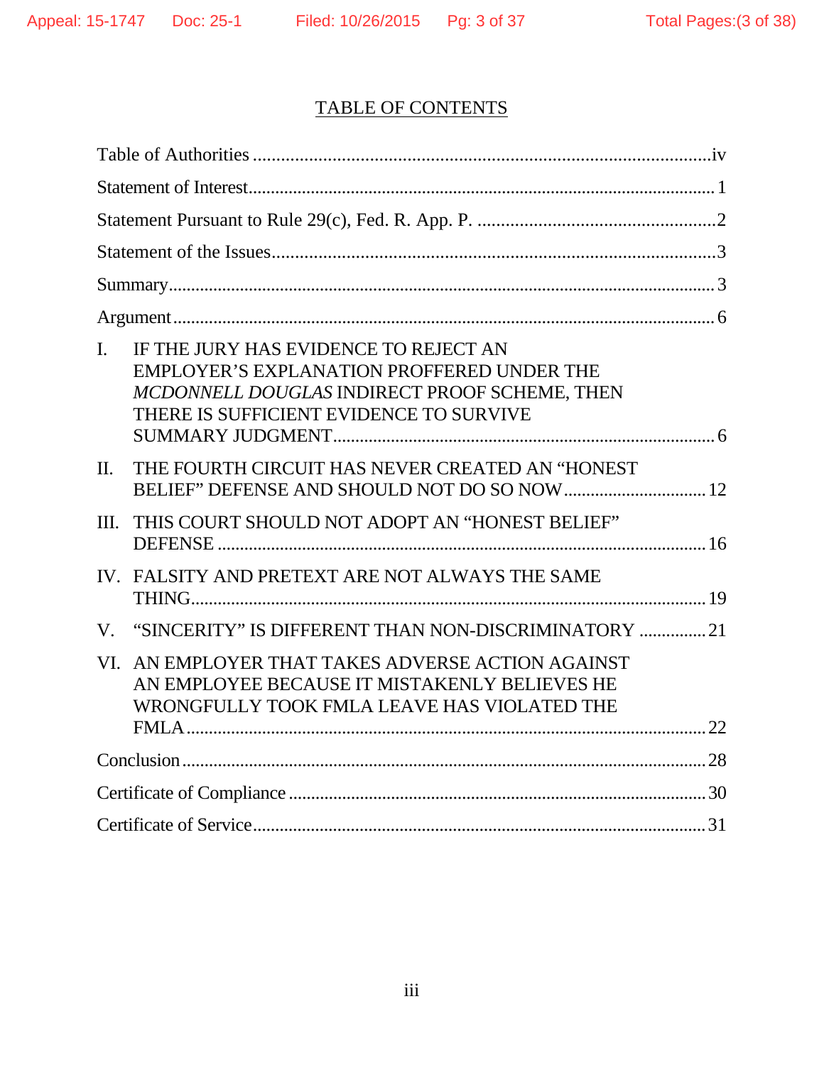# TABLE OF CONTENTS

| | |
|---|---|
| Table of Authorities | iv |
| Statement of Interest | 1 |
| Statement Pursuant to Rule 29(c), Fed. R. App. P. | 2 |
| Statement of the Issues | 3 |
| Summary | 3 |
| Argument | 6 |
| I. IF THE JURY HAS EVIDENCE TO REJECT AN EMPLOYER'S EXPLANATION PROFFERED UNDER THE *MCDONNELL DOUGLAS* INDIRECT PROOF SCHEME, THEN THERE IS SUFFICIENT EVIDENCE TO SURVIVE SUMMARY JUDGMENT | 6 |
| II. THE FOURTH CIRCUIT HAS NEVER CREATED AN "HONEST BELIEF" DEFENSE AND SHOULD NOT DO SO NOW | 12 |
| III. THIS COURT SHOULD NOT ADOPT AN "HONEST BELIEF" DEFENSE | 16 |
| IV. FALSITY AND PRETEXT ARE NOT ALWAYS THE SAME THING | 19 |
| V. "SINCERITY" IS DIFFERENT THAN NON-DISCRIMINATORY | 21 |
| VI. AN EMPLOYER THAT TAKES ADVERSE ACTION AGAINST AN EMPLOYEE BECAUSE IT MISTAKENLY BELIEVES HE WRONGFULLY TOOK FMLA LEAVE HAS VIOLATED THE FMLA | 22 |
| Conclusion | 28 |
| Certificate of Compliance | 30 |
| Certificate of Service | 31 |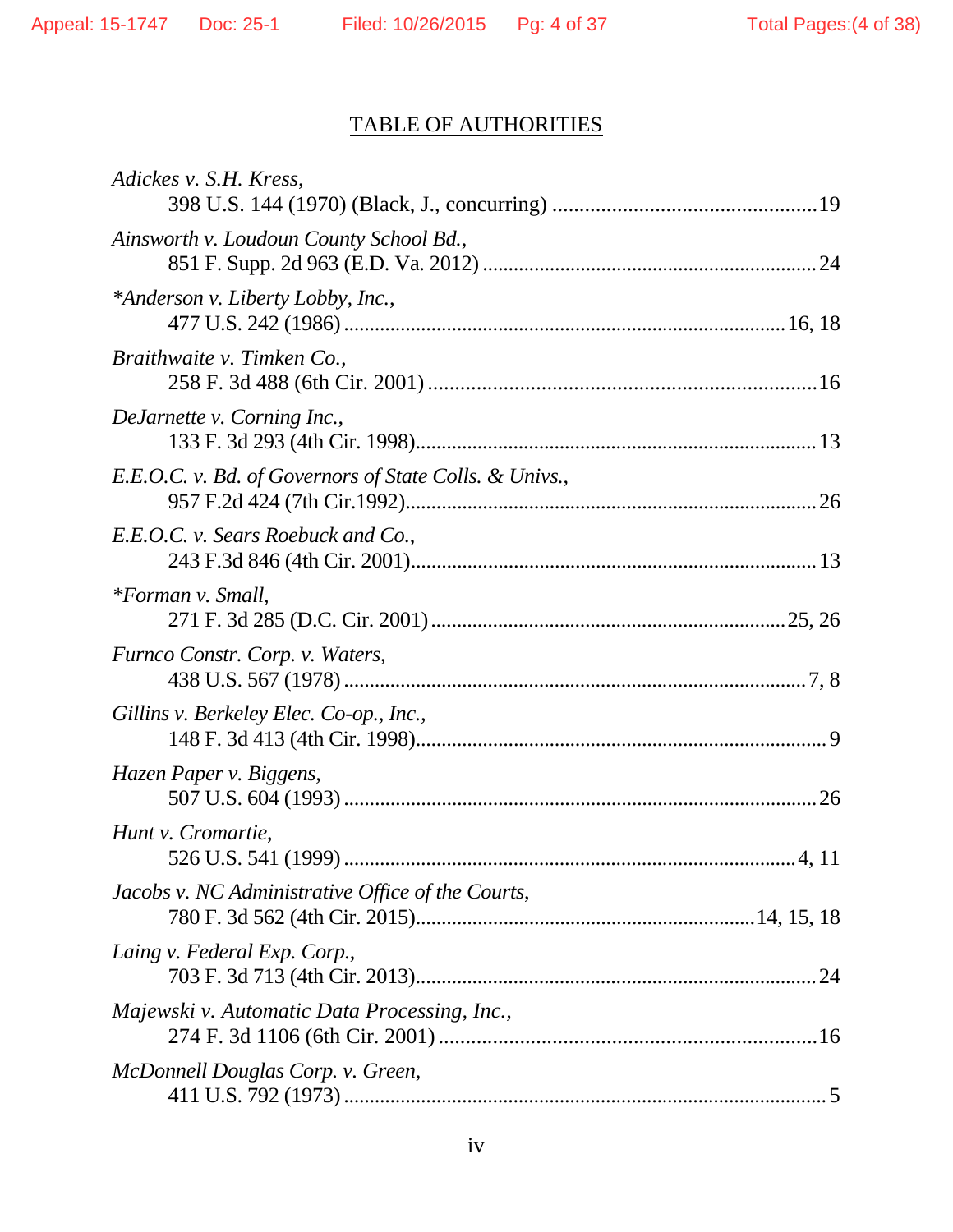TABLE OF AUTHORITIES

*Adickes v. S.H. Kress*,
398 U.S. 144 (1970) (Black, J., concurring) ........................................19

*Ainsworth v. Loudoun County School Bd.*,
851 F. Supp. 2d 963 (E.D. Va. 2012) ........................................24

*\*Anderson v. Liberty Lobby, Inc.*,
477 U.S. 242 (1986) ........................................16, 18

*Braithwaite v. Timken Co.*,
258 F. 3d 488 (6th Cir. 2001) ........................................16

*DeJarnette v. Corning Inc.*,
133 F. 3d 293 (4th Cir. 1998)........................................13

*E.E.O.C. v. Bd. of Governors of State Colls. & Univs.*,
957 F.2d 424 (7th Cir.1992)........................................26

*E.E.O.C. v. Sears Roebuck and Co.*,
243 F.3d 846 (4th Cir. 2001)........................................13

*\*Forman v. Small*,
271 F. 3d 285 (D.C. Cir. 2001) ........................................25, 26

*Furnco Constr. Corp. v. Waters*,
438 U.S. 567 (1978) ........................................7, 8

*Gillins v. Berkeley Elec. Co-op., Inc.*,
148 F. 3d 413 (4th Cir. 1998)........................................9

*Hazen Paper v. Biggens*,
507 U.S. 604 (1993) ........................................26

*Hunt v. Cromartie*,
526 U.S. 541 (1999) ........................................4, 11

*Jacobs v. NC Administrative Office of the Courts*,
780 F. 3d 562 (4th Cir. 2015)........................................14, 15, 18

*Laing v. Federal Exp. Corp.*,
703 F. 3d 713 (4th Cir. 2013)........................................24

*Majewski v. Automatic Data Processing, Inc.*,
274 F. 3d 1106 (6th Cir. 2001) ........................................16

*McDonnell Douglas Corp. v. Green*,
411 U.S. 792 (1973) ........................................5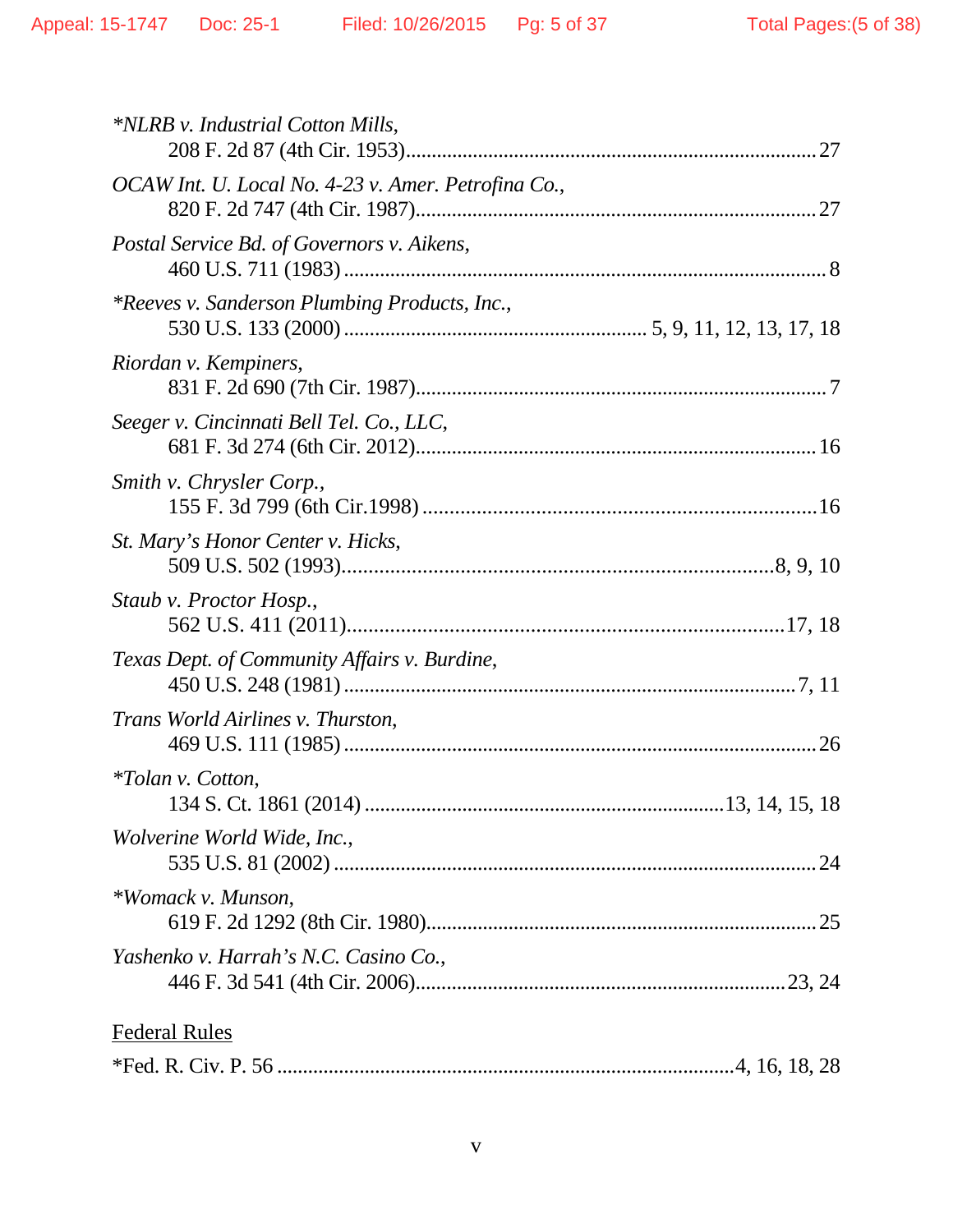*\*NLRB v. Industrial Cotton Mills*,
208 F. 2d 87 (4th Cir. 1953)....................................................................................27

*OCAW Int. U. Local No. 4-23 v. Amer. Petrofina Co.*,
820 F. 2d 747 (4th Cir. 1987)....................................................................................27

*Postal Service Bd. of Governors v. Aikens*,
460 U.S. 711 (1983) .....................................................................................................8

*\*Reeves v. Sanderson Plumbing Products, Inc.*,
530 U.S. 133 (2000) ........................................................ 5, 9, 11, 12, 13, 17, 18

*Riordan v. Kempiners*,
831 F. 2d 690 (7th Cir. 1987)......................................................................................7

*Seeger v. Cincinnati Bell Tel. Co., LLC*,
681 F. 3d 274 (6th Cir. 2012)....................................................................................16

*Smith v. Chrysler Corp.*,
155 F. 3d 799 (6th Cir.1998) .....................................................................................16

*St. Mary's Honor Center v. Hicks*,
509 U.S. 502 (1993)..........................................................................................8, 9, 10

*Staub v. Proctor Hosp.*,
562 U.S. 411 (2011).........................................................................................17, 18

*Texas Dept. of Community Affairs v. Burdine*,
450 U.S. 248 (1981) ..............................................................................................7, 11

*Trans World Airlines v. Thurston*,
469 U.S. 111 (1985) ...................................................................................................26

*\*Tolan v. Cotton*,
134 S. Ct. 1861 (2014) .....................................................................13, 14, 15, 18

*Wolverine World Wide, Inc.*,
535 U.S. 81 (2002) .....................................................................................................24

*\*Womack v. Munson*,
619 F. 2d 1292 (8th Cir. 1980)..................................................................................25

*Yashenko v. Harrah's N.C. Casino Co.*,
446 F. 3d 541 (4th Cir. 2006)...............................................................................23, 24

<u>Federal Rules</u>

\*Fed. R. Civ. P. 56 .................................................................................4, 16, 18, 28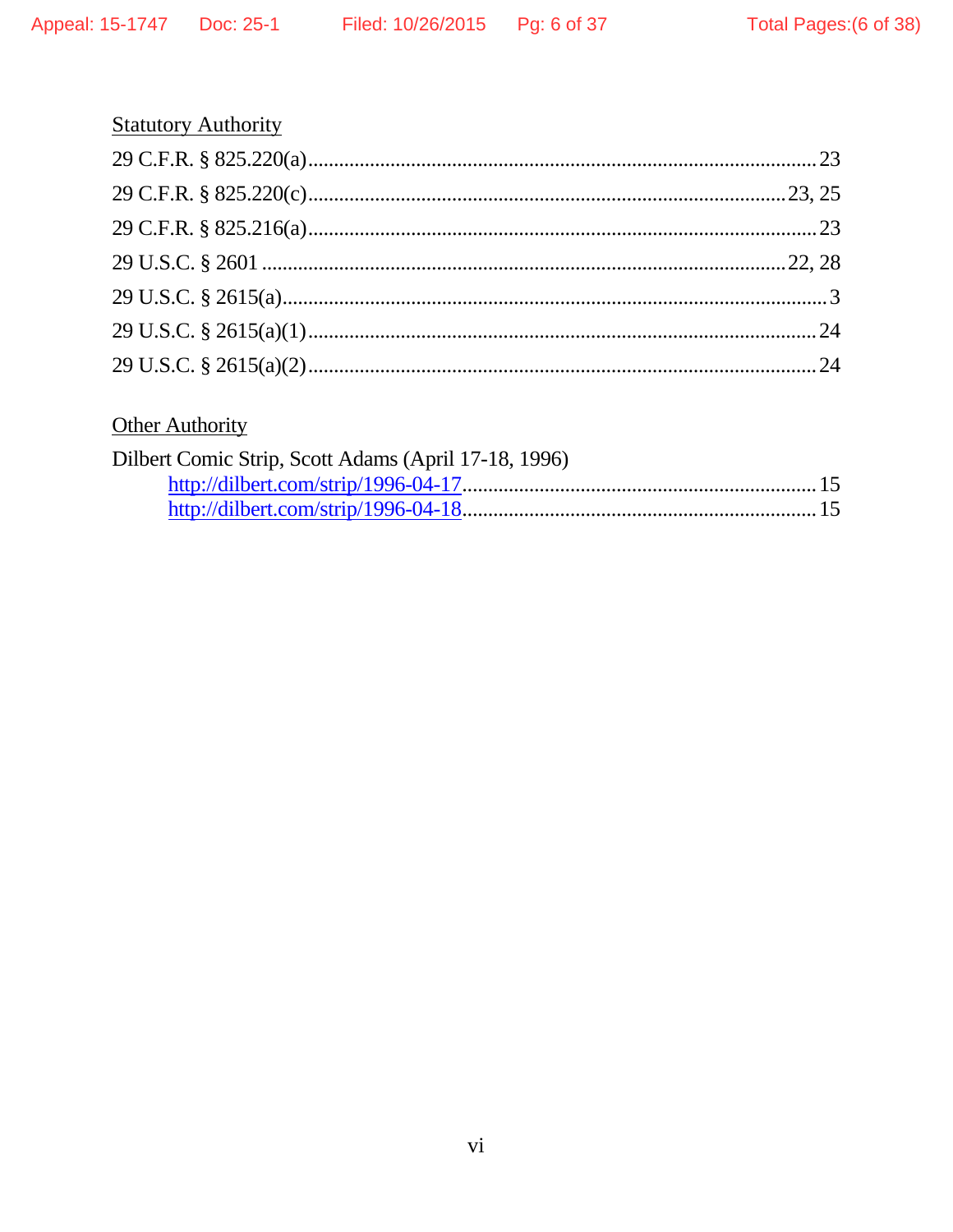Statutory Authority

29 C.F.R. § 825.220(a) ........................................................ 23

29 C.F.R. § 825.220(c) ........................................................ 23, 25

29 C.F.R. § 825.216(a) ........................................................ 23

29 U.S.C. § 2601 ........................................................ 22, 28

29 U.S.C. § 2615(a) ........................................................ 3

29 U.S.C. § 2615(a)(1) ........................................................ 24

29 U.S.C. § 2615(a)(2) ........................................................ 24

Other Authority

Dilbert Comic Strip, Scott Adams (April 17-18, 1996)

  http://dilbert.com/strip/1996-04-17 ........................................................ 15

  http://dilbert.com/strip/1996-04-18 ........................................................ 15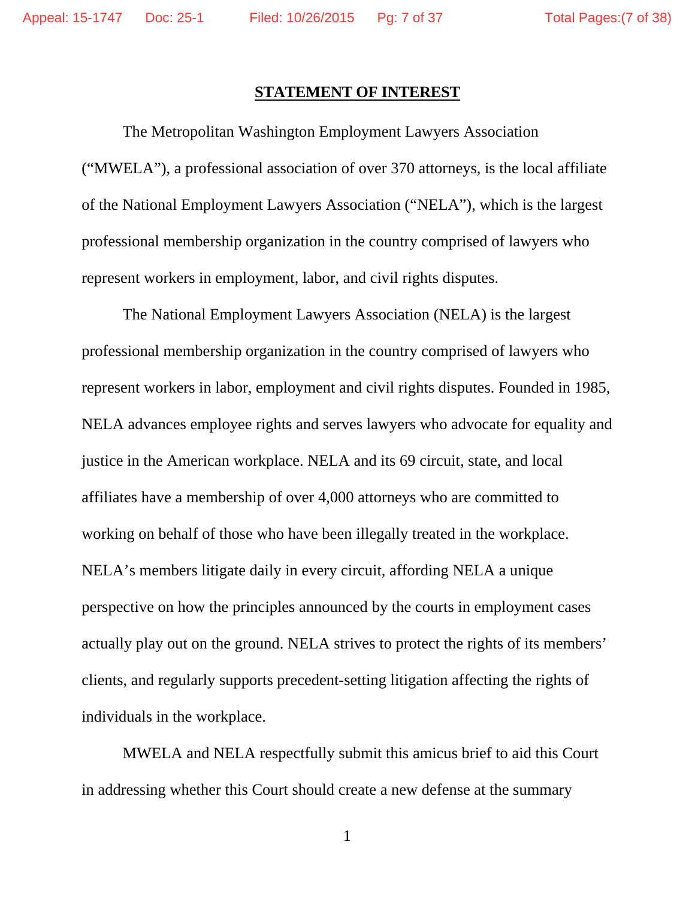## STATEMENT OF INTEREST

The Metropolitan Washington Employment Lawyers Association ("MWELA"), a professional association of over 370 attorneys, is the local affiliate of the National Employment Lawyers Association ("NELA"), which is the largest professional membership organization in the country comprised of lawyers who represent workers in employment, labor, and civil rights disputes.

The National Employment Lawyers Association (NELA) is the largest professional membership organization in the country comprised of lawyers who represent workers in labor, employment and civil rights disputes. Founded in 1985, NELA advances employee rights and serves lawyers who advocate for equality and justice in the American workplace. NELA and its 69 circuit, state, and local affiliates have a membership of over 4,000 attorneys who are committed to working on behalf of those who have been illegally treated in the workplace. NELA's members litigate daily in every circuit, affording NELA a unique perspective on how the principles announced by the courts in employment cases actually play out on the ground. NELA strives to protect the rights of its members' clients, and regularly supports precedent-setting litigation affecting the rights of individuals in the workplace.

MWELA and NELA respectfully submit this amicus brief to aid this Court in addressing whether this Court should create a new defense at the summary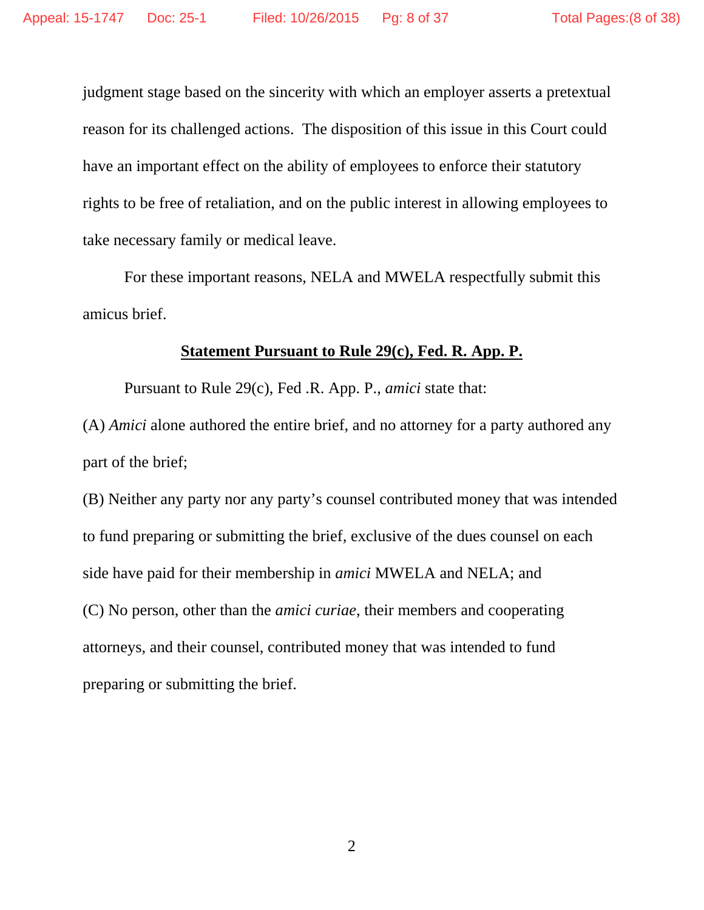judgment stage based on the sincerity with which an employer asserts a pretextual reason for its challenged actions. The disposition of this issue in this Court could have an important effect on the ability of employees to enforce their statutory rights to be free of retaliation, and on the public interest in allowing employees to take necessary family or medical leave.

For these important reasons, NELA and MWELA respectfully submit this amicus brief.

**Statement Pursuant to Rule 29(c), Fed. R. App. P.**

Pursuant to Rule 29(c), Fed .R. App. P., *amici* state that:

(A) *Amici* alone authored the entire brief, and no attorney for a party authored any part of the brief;

(B) Neither any party nor any party's counsel contributed money that was intended to fund preparing or submitting the brief, exclusive of the dues counsel on each side have paid for their membership in *amici* MWELA and NELA; and

(C) No person, other than the *amici curiae*, their members and cooperating attorneys, and their counsel, contributed money that was intended to fund preparing or submitting the brief.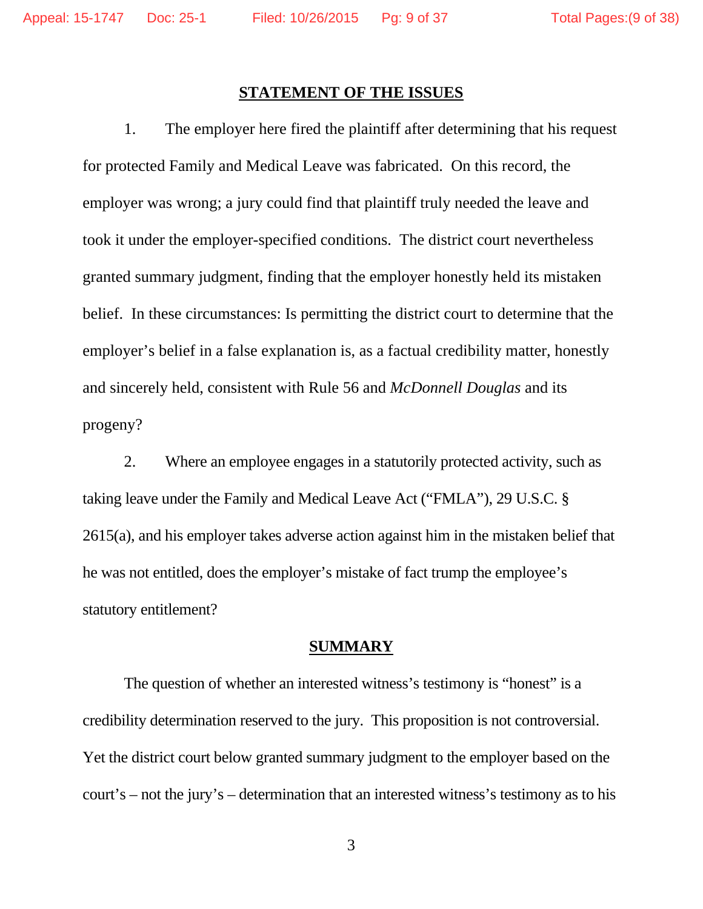## STATEMENT OF THE ISSUES

1. The employer here fired the plaintiff after determining that his request for protected Family and Medical Leave was fabricated. On this record, the employer was wrong; a jury could find that plaintiff truly needed the leave and took it under the employer-specified conditions. The district court nevertheless granted summary judgment, finding that the employer honestly held its mistaken belief. In these circumstances: Is permitting the district court to determine that the employer's belief in a false explanation is, as a factual credibility matter, honestly and sincerely held, consistent with Rule 56 and *McDonnell Douglas* and its progeny?

2. Where an employee engages in a statutorily protected activity, such as taking leave under the Family and Medical Leave Act ("FMLA"), 29 U.S.C. § 2615(a), and his employer takes adverse action against him in the mistaken belief that he was not entitled, does the employer's mistake of fact trump the employee's statutory entitlement?

## SUMMARY

The question of whether an interested witness's testimony is "honest" is a credibility determination reserved to the jury. This proposition is not controversial. Yet the district court below granted summary judgment to the employer based on the court's – not the jury's – determination that an interested witness's testimony as to his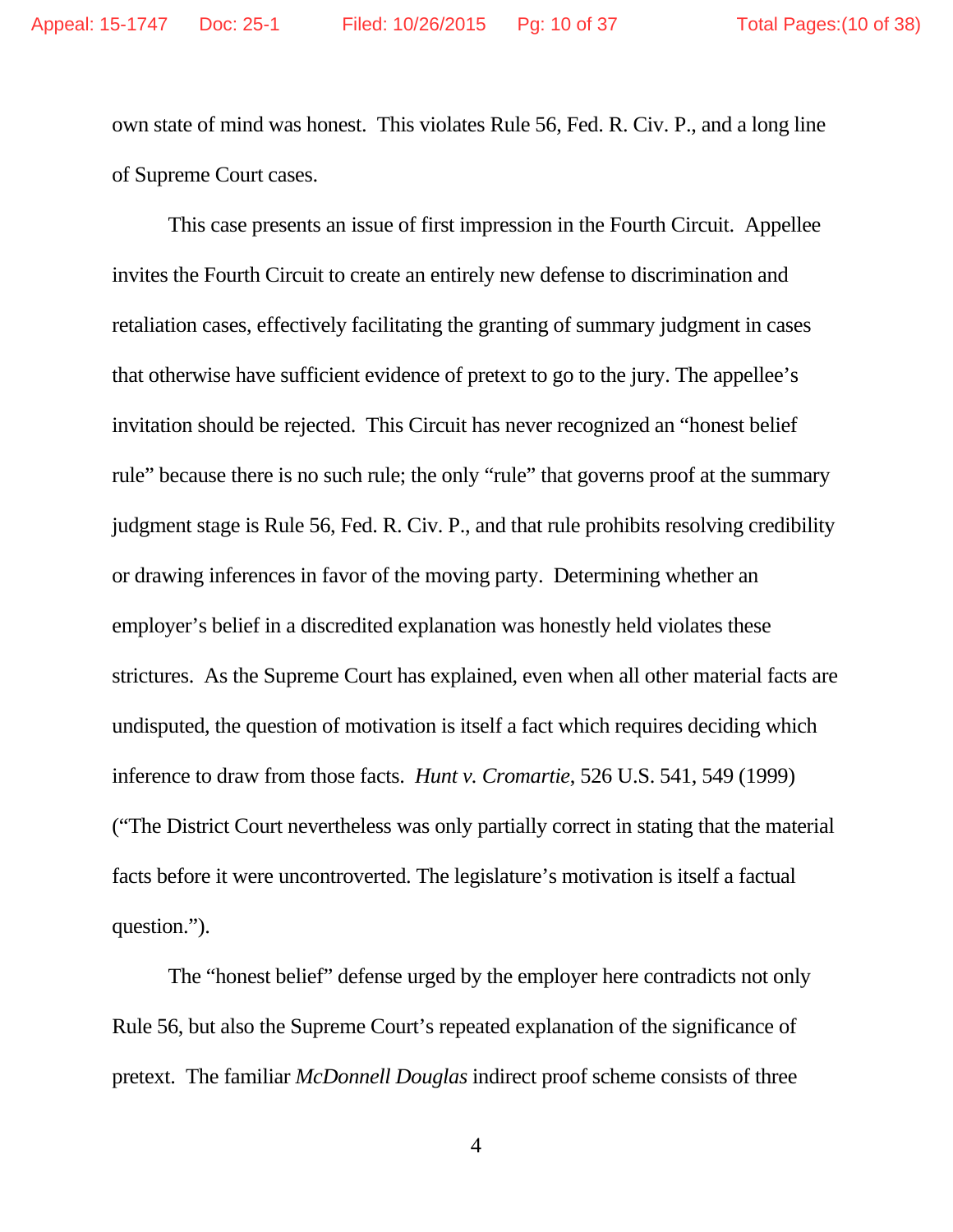own state of mind was honest. This violates Rule 56, Fed. R. Civ. P., and a long line of Supreme Court cases.

This case presents an issue of first impression in the Fourth Circuit. Appellee invites the Fourth Circuit to create an entirely new defense to discrimination and retaliation cases, effectively facilitating the granting of summary judgment in cases that otherwise have sufficient evidence of pretext to go to the jury. The appellee's invitation should be rejected. This Circuit has never recognized an "honest belief rule" because there is no such rule; the only "rule" that governs proof at the summary judgment stage is Rule 56, Fed. R. Civ. P., and that rule prohibits resolving credibility or drawing inferences in favor of the moving party. Determining whether an employer's belief in a discredited explanation was honestly held violates these strictures. As the Supreme Court has explained, even when all other material facts are undisputed, the question of motivation is itself a fact which requires deciding which inference to draw from those facts. *Hunt v. Cromartie*, 526 U.S. 541, 549 (1999) ("The District Court nevertheless was only partially correct in stating that the material facts before it were uncontroverted. The legislature's motivation is itself a factual question.").

The "honest belief" defense urged by the employer here contradicts not only Rule 56, but also the Supreme Court's repeated explanation of the significance of pretext. The familiar *McDonnell Douglas* indirect proof scheme consists of three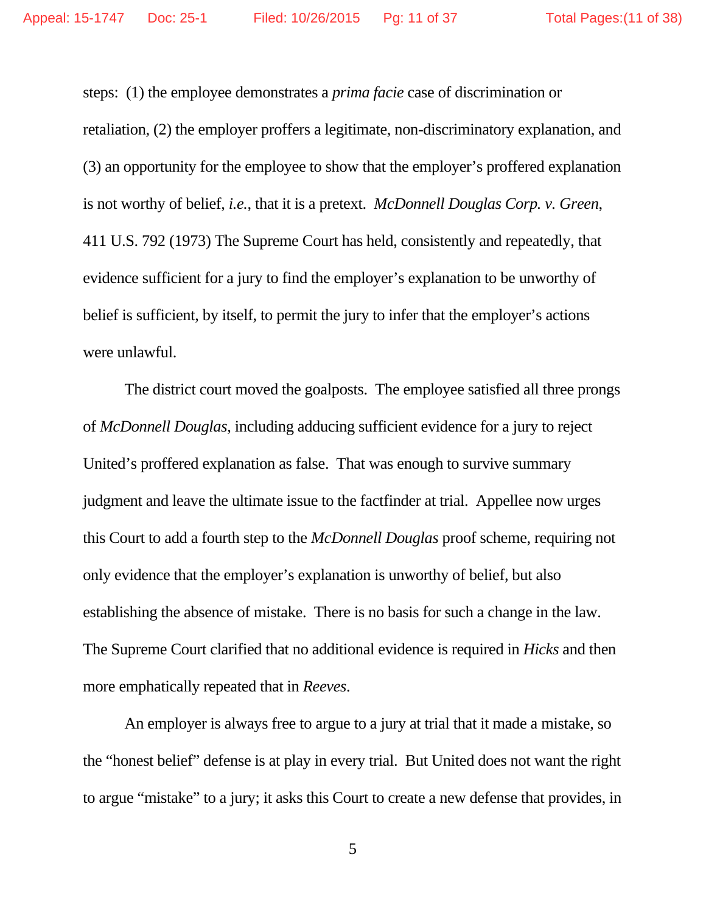steps: (1) the employee demonstrates a *prima facie* case of discrimination or retaliation, (2) the employer proffers a legitimate, non-discriminatory explanation, and (3) an opportunity for the employee to show that the employer's proffered explanation is not worthy of belief, *i.e.*, that it is a pretext. *McDonnell Douglas Corp. v. Green*, 411 U.S. 792 (1973) The Supreme Court has held, consistently and repeatedly, that evidence sufficient for a jury to find the employer's explanation to be unworthy of belief is sufficient, by itself, to permit the jury to infer that the employer's actions were unlawful.

The district court moved the goalposts. The employee satisfied all three prongs of *McDonnell Douglas,* including adducing sufficient evidence for a jury to reject United's proffered explanation as false. That was enough to survive summary judgment and leave the ultimate issue to the factfinder at trial. Appellee now urges this Court to add a fourth step to the *McDonnell Douglas* proof scheme, requiring not only evidence that the employer's explanation is unworthy of belief, but also establishing the absence of mistake. There is no basis for such a change in the law. The Supreme Court clarified that no additional evidence is required in *Hicks* and then more emphatically repeated that in *Reeves*.

An employer is always free to argue to a jury at trial that it made a mistake, so the "honest belief" defense is at play in every trial. But United does not want the right to argue "mistake" to a jury; it asks this Court to create a new defense that provides, in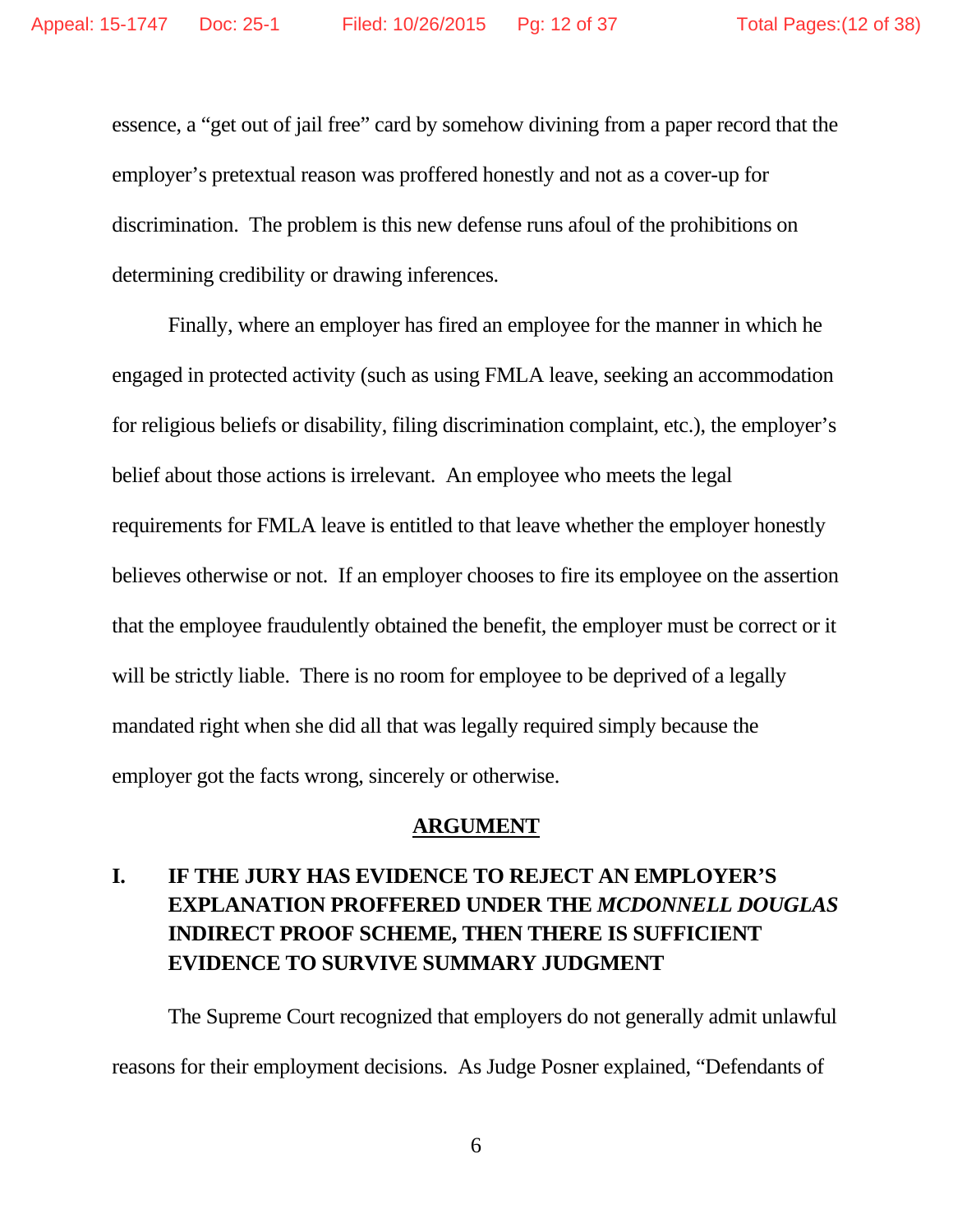essence, a "get out of jail free" card by somehow divining from a paper record that the employer's pretextual reason was proffered honestly and not as a cover-up for discrimination. The problem is this new defense runs afoul of the prohibitions on determining credibility or drawing inferences.

Finally, where an employer has fired an employee for the manner in which he engaged in protected activity (such as using FMLA leave, seeking an accommodation for religious beliefs or disability, filing discrimination complaint, etc.), the employer's belief about those actions is irrelevant. An employee who meets the legal requirements for FMLA leave is entitled to that leave whether the employer honestly believes otherwise or not. If an employer chooses to fire its employee on the assertion that the employee fraudulently obtained the benefit, the employer must be correct or it will be strictly liable. There is no room for employee to be deprived of a legally mandated right when she did all that was legally required simply because the employer got the facts wrong, sincerely or otherwise.

## ARGUMENT

### I. IF THE JURY HAS EVIDENCE TO REJECT AN EMPLOYER'S EXPLANATION PROFFERED UNDER THE *MCDONNELL DOUGLAS* INDIRECT PROOF SCHEME, THEN THERE IS SUFFICIENT EVIDENCE TO SURVIVE SUMMARY JUDGMENT

The Supreme Court recognized that employers do not generally admit unlawful reasons for their employment decisions. As Judge Posner explained, "Defendants of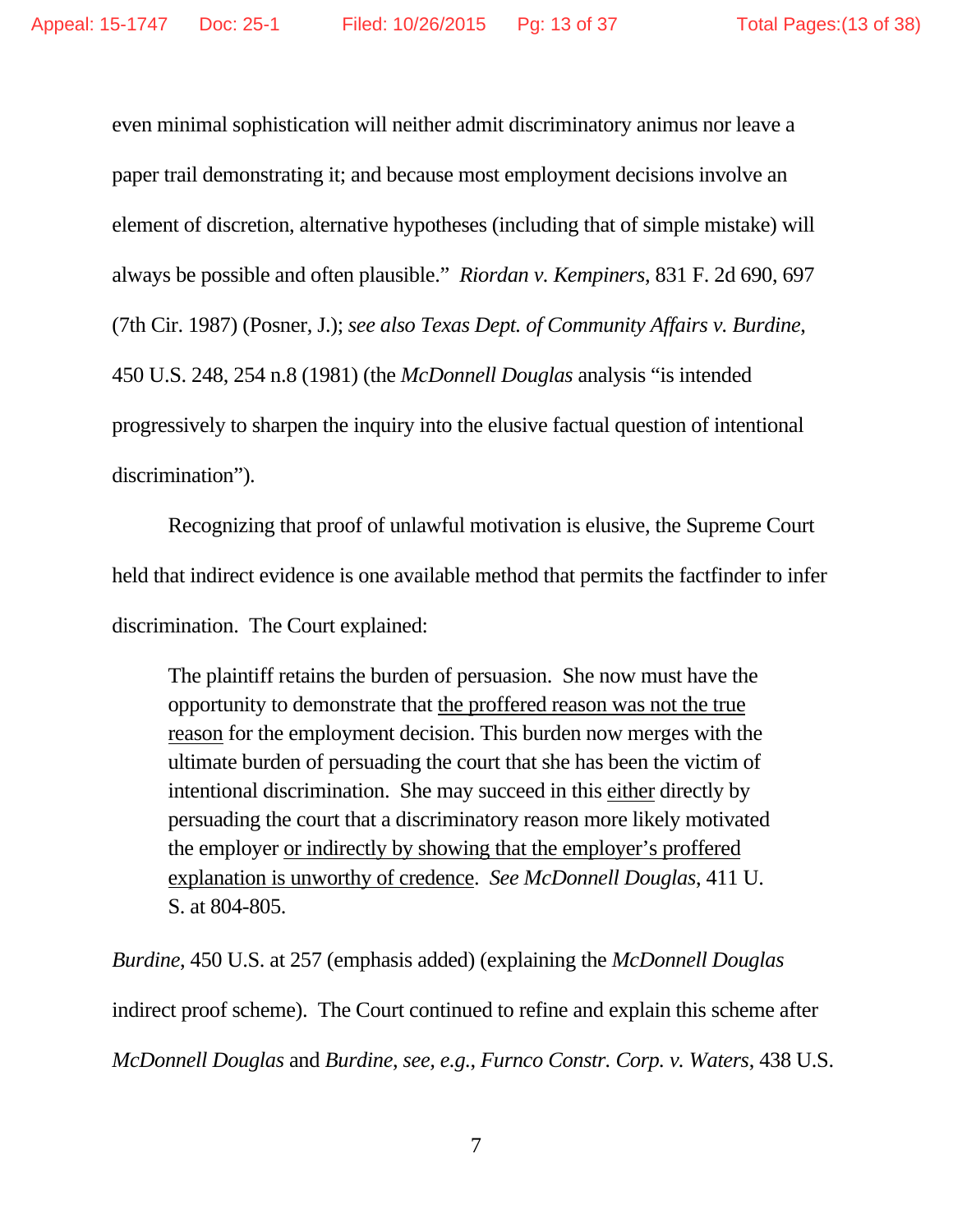even minimal sophistication will neither admit discriminatory animus nor leave a paper trail demonstrating it; and because most employment decisions involve an element of discretion, alternative hypotheses (including that of simple mistake) will always be possible and often plausible." *Riordan v. Kempiners*, 831 F. 2d 690, 697 (7th Cir. 1987) (Posner, J.); *see also Texas Dept. of Community Affairs v. Burdine*, 450 U.S. 248, 254 n.8 (1981) (the *McDonnell Douglas* analysis "is intended progressively to sharpen the inquiry into the elusive factual question of intentional discrimination").

Recognizing that proof of unlawful motivation is elusive, the Supreme Court held that indirect evidence is one available method that permits the factfinder to infer discrimination. The Court explained:

> The plaintiff retains the burden of persuasion. She now must have the opportunity to demonstrate that <u>the proffered reason was not the true reason</u> for the employment decision. This burden now merges with the ultimate burden of persuading the court that she has been the victim of intentional discrimination. She may succeed in this <u>either</u> directly by persuading the court that a discriminatory reason more likely motivated the employer <u>or indirectly by showing that the employer's proffered explanation is unworthy of credence</u>. *See McDonnell Douglas*, 411 U. S. at 804-805.

*Burdine*, 450 U.S. at 257 (emphasis added) (explaining the *McDonnell Douglas* indirect proof scheme). The Court continued to refine and explain this scheme after *McDonnell Douglas* and *Burdine*, *see, e.g., Furnco Constr. Corp. v. Waters*, 438 U.S.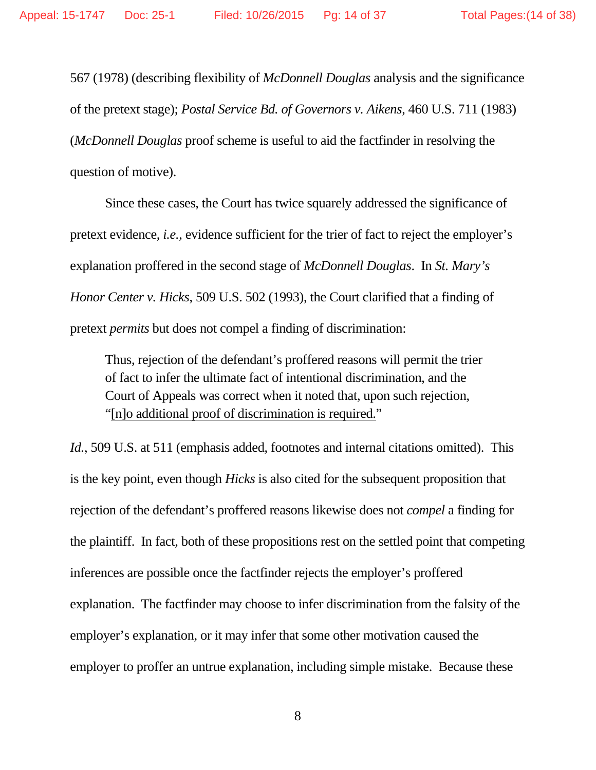567 (1978) (describing flexibility of *McDonnell Douglas* analysis and the significance of the pretext stage); *Postal Service Bd. of Governors v. Aikens*, 460 U.S. 711 (1983) (*McDonnell Douglas* proof scheme is useful to aid the factfinder in resolving the question of motive).

Since these cases, the Court has twice squarely addressed the significance of pretext evidence, *i.e.*, evidence sufficient for the trier of fact to reject the employer's explanation proffered in the second stage of *McDonnell Douglas*. In *St. Mary's Honor Center v. Hicks*, 509 U.S. 502 (1993), the Court clarified that a finding of pretext *permits* but does not compel a finding of discrimination:

> Thus, rejection of the defendant's proffered reasons will permit the trier of fact to infer the ultimate fact of intentional discrimination, and the Court of Appeals was correct when it noted that, upon such rejection, "<u>[n]o additional proof of discrimination is required.</u>"

*Id.*, 509 U.S. at 511 (emphasis added, footnotes and internal citations omitted). This is the key point, even though *Hicks* is also cited for the subsequent proposition that rejection of the defendant's proffered reasons likewise does not *compel* a finding for the plaintiff. In fact, both of these propositions rest on the settled point that competing inferences are possible once the factfinder rejects the employer's proffered explanation. The factfinder may choose to infer discrimination from the falsity of the employer's explanation, or it may infer that some other motivation caused the employer to proffer an untrue explanation, including simple mistake. Because these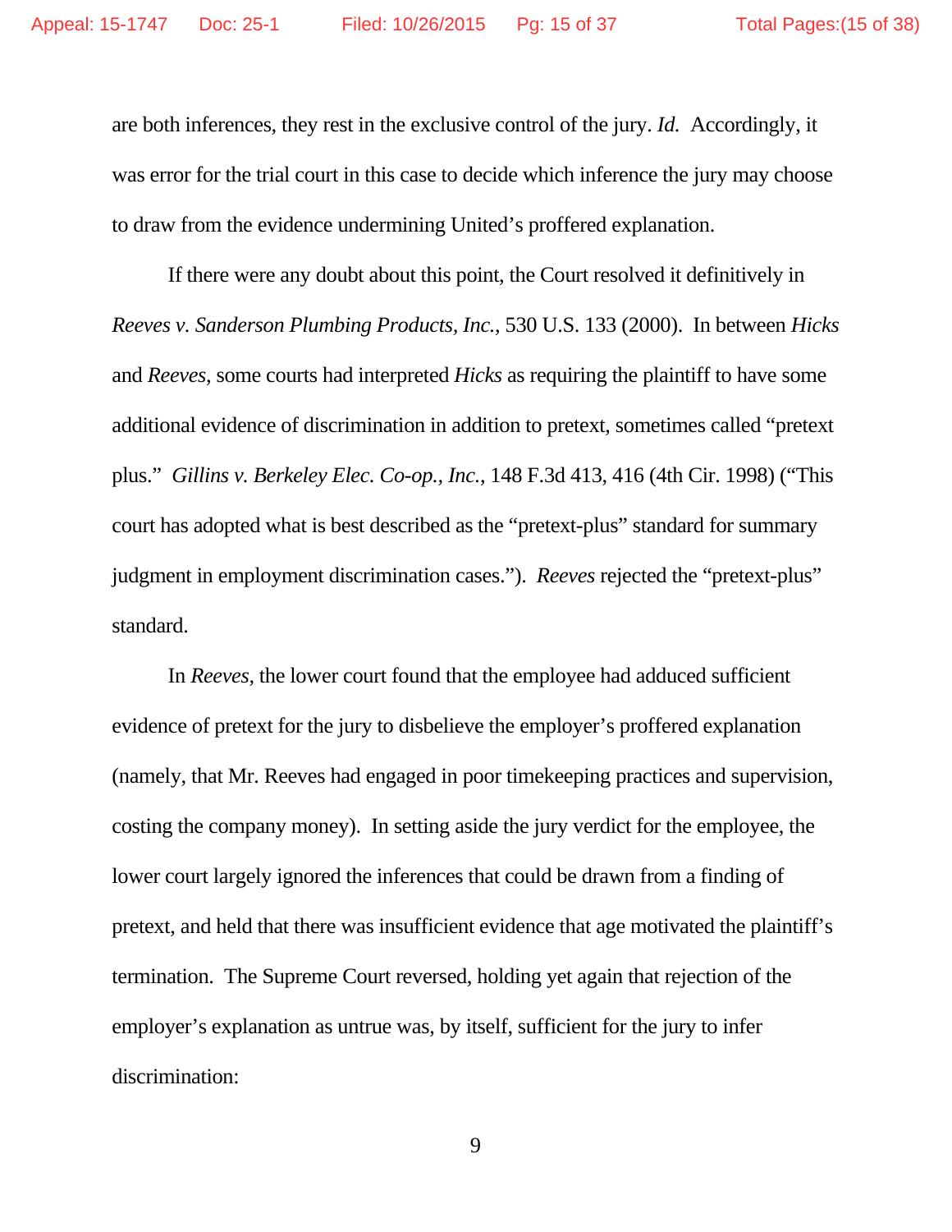are both inferences, they rest in the exclusive control of the jury. *Id.* Accordingly, it was error for the trial court in this case to decide which inference the jury may choose to draw from the evidence undermining United's proffered explanation.

If there were any doubt about this point, the Court resolved it definitively in *Reeves v. Sanderson Plumbing Products, Inc.*, 530 U.S. 133 (2000). In between *Hicks* and *Reeves*, some courts had interpreted *Hicks* as requiring the plaintiff to have some additional evidence of discrimination in addition to pretext, sometimes called "pretext plus." *Gillins v. Berkeley Elec. Co-op., Inc.*, 148 F.3d 413, 416 (4th Cir. 1998) ("This court has adopted what is best described as the "pretext-plus" standard for summary judgment in employment discrimination cases."). *Reeves* rejected the "pretext-plus" standard.

In *Reeves*, the lower court found that the employee had adduced sufficient evidence of pretext for the jury to disbelieve the employer's proffered explanation (namely, that Mr. Reeves had engaged in poor timekeeping practices and supervision, costing the company money). In setting aside the jury verdict for the employee, the lower court largely ignored the inferences that could be drawn from a finding of pretext, and held that there was insufficient evidence that age motivated the plaintiff's termination. The Supreme Court reversed, holding yet again that rejection of the employer's explanation as untrue was, by itself, sufficient for the jury to infer discrimination: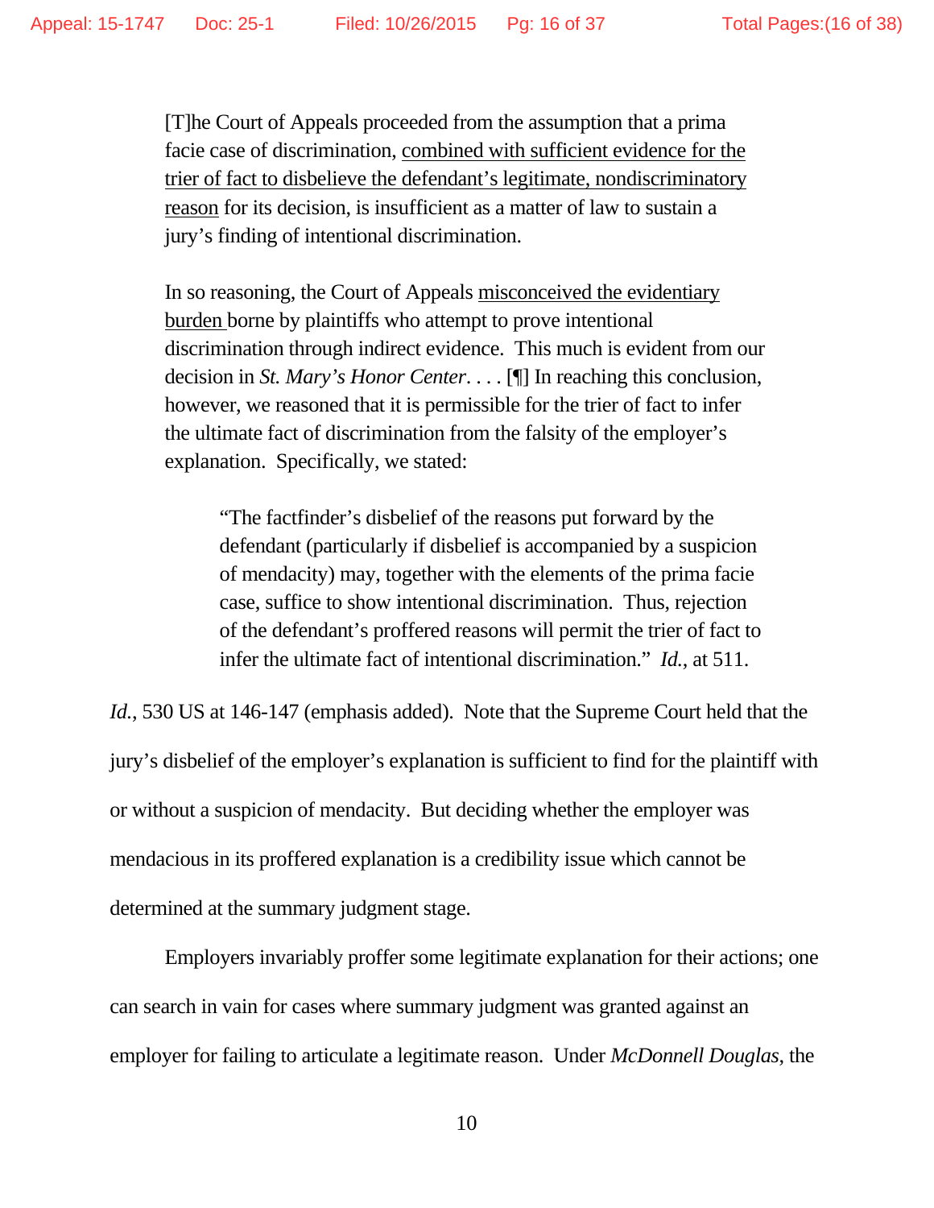> [T]he Court of Appeals proceeded from the assumption that a prima facie case of discrimination, <u>combined with sufficient evidence for the trier of fact to disbelieve the defendant's legitimate, nondiscriminatory reason</u> for its decision, is insufficient as a matter of law to sustain a jury's finding of intentional discrimination.
>
> In so reasoning, the Court of Appeals <u>misconceived the evidentiary burden</u> borne by plaintiffs who attempt to prove intentional discrimination through indirect evidence. This much is evident from our decision in *St. Mary's Honor Center*. . . . [¶] In reaching this conclusion, however, we reasoned that it is permissible for the trier of fact to infer the ultimate fact of discrimination from the falsity of the employer's explanation. Specifically, we stated:
>
> > "The factfinder's disbelief of the reasons put forward by the defendant (particularly if disbelief is accompanied by a suspicion of mendacity) may, together with the elements of the prima facie case, suffice to show intentional discrimination. Thus, rejection of the defendant's proffered reasons will permit the trier of fact to infer the ultimate fact of intentional discrimination." *Id.*, at 511.

*Id.*, 530 US at 146-147 (emphasis added). Note that the Supreme Court held that the jury's disbelief of the employer's explanation is sufficient to find for the plaintiff with or without a suspicion of mendacity. But deciding whether the employer was mendacious in its proffered explanation is a credibility issue which cannot be determined at the summary judgment stage.

Employers invariably proffer some legitimate explanation for their actions; one can search in vain for cases where summary judgment was granted against an employer for failing to articulate a legitimate reason. Under *McDonnell Douglas*, the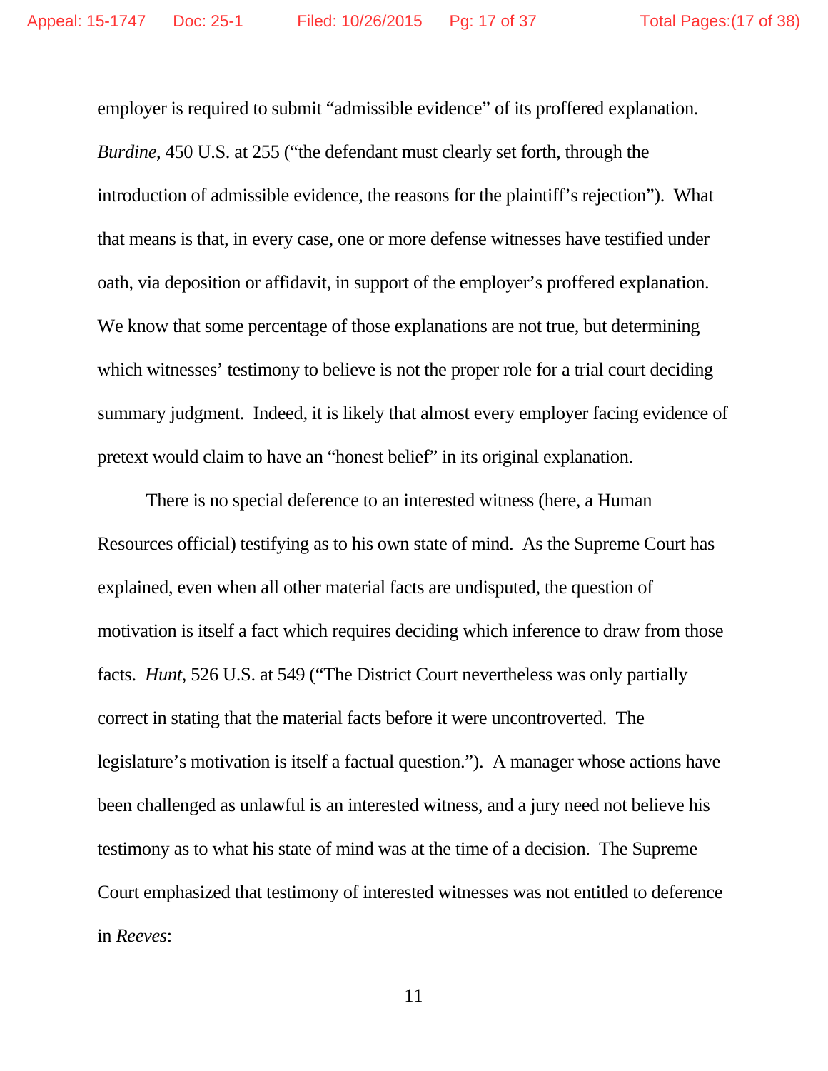employer is required to submit "admissible evidence" of its proffered explanation. *Burdine*, 450 U.S. at 255 ("the defendant must clearly set forth, through the introduction of admissible evidence, the reasons for the plaintiff's rejection"). What that means is that, in every case, one or more defense witnesses have testified under oath, via deposition or affidavit, in support of the employer's proffered explanation. We know that some percentage of those explanations are not true, but determining which witnesses' testimony to believe is not the proper role for a trial court deciding summary judgment. Indeed, it is likely that almost every employer facing evidence of pretext would claim to have an "honest belief" in its original explanation.

There is no special deference to an interested witness (here, a Human Resources official) testifying as to his own state of mind. As the Supreme Court has explained, even when all other material facts are undisputed, the question of motivation is itself a fact which requires deciding which inference to draw from those facts. *Hunt*, 526 U.S. at 549 ("The District Court nevertheless was only partially correct in stating that the material facts before it were uncontroverted. The legislature's motivation is itself a factual question."). A manager whose actions have been challenged as unlawful is an interested witness, and a jury need not believe his testimony as to what his state of mind was at the time of a decision. The Supreme Court emphasized that testimony of interested witnesses was not entitled to deference in *Reeves*: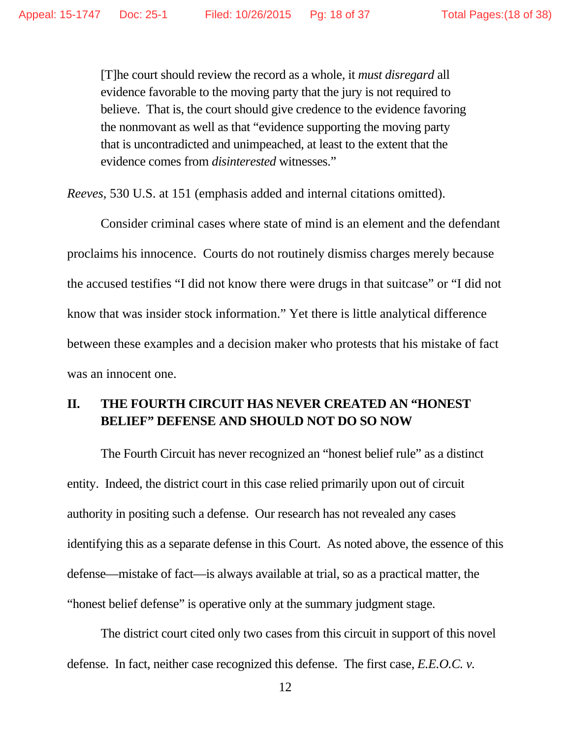> [T]he court should review the record as a whole, it *must disregard* all evidence favorable to the moving party that the jury is not required to believe. That is, the court should give credence to the evidence favoring the nonmovant as well as that "evidence supporting the moving party that is uncontradicted and unimpeached, at least to the extent that the evidence comes from *disinterested* witnesses."

*Reeves*, 530 U.S. at 151 (emphasis added and internal citations omitted).

Consider criminal cases where state of mind is an element and the defendant proclaims his innocence. Courts do not routinely dismiss charges merely because the accused testifies "I did not know there were drugs in that suitcase" or "I did not know that was insider stock information." Yet there is little analytical difference between these examples and a decision maker who protests that his mistake of fact was an innocent one.

## II. THE FOURTH CIRCUIT HAS NEVER CREATED AN "HONEST BELIEF" DEFENSE AND SHOULD NOT DO SO NOW

The Fourth Circuit has never recognized an "honest belief rule" as a distinct entity. Indeed, the district court in this case relied primarily upon out of circuit authority in positing such a defense. Our research has not revealed any cases identifying this as a separate defense in this Court. As noted above, the essence of this defense—mistake of fact—is always available at trial, so as a practical matter, the "honest belief defense" is operative only at the summary judgment stage.

The district court cited only two cases from this circuit in support of this novel defense. In fact, neither case recognized this defense. The first case, *E.E.O.C. v.*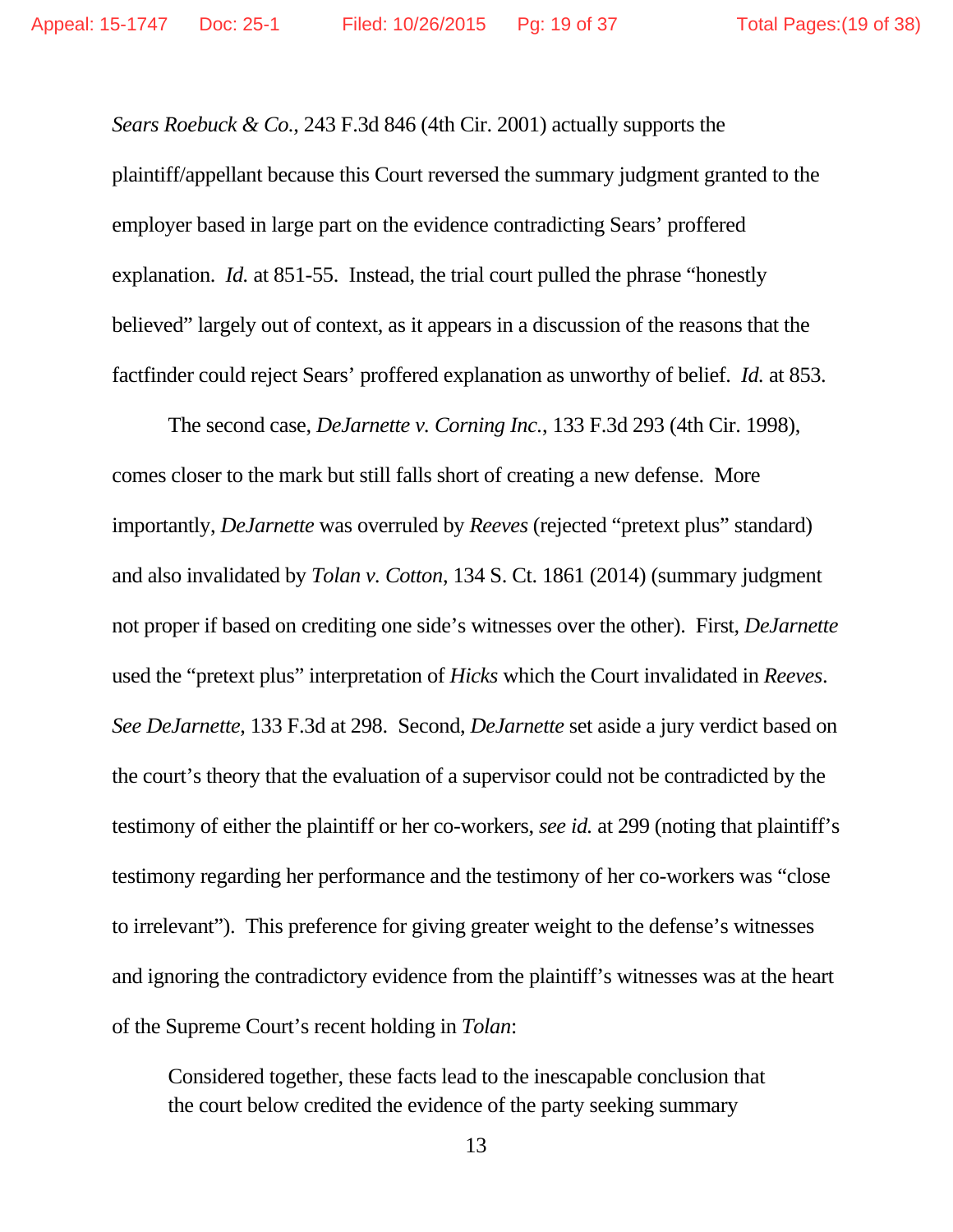*Sears Roebuck & Co.*, 243 F.3d 846 (4th Cir. 2001) actually supports the plaintiff/appellant because this Court reversed the summary judgment granted to the employer based in large part on the evidence contradicting Sears' proffered explanation. *Id.* at 851-55. Instead, the trial court pulled the phrase "honestly believed" largely out of context, as it appears in a discussion of the reasons that the factfinder could reject Sears' proffered explanation as unworthy of belief. *Id.* at 853.

The second case, *DeJarnette v. Corning Inc.*, 133 F.3d 293 (4th Cir. 1998), comes closer to the mark but still falls short of creating a new defense. More importantly, *DeJarnette* was overruled by *Reeves* (rejected "pretext plus" standard) and also invalidated by *Tolan v. Cotton*, 134 S. Ct. 1861 (2014) (summary judgment not proper if based on crediting one side's witnesses over the other). First, *DeJarnette* used the "pretext plus" interpretation of *Hicks* which the Court invalidated in *Reeves*. *See DeJarnette*, 133 F.3d at 298. Second, *DeJarnette* set aside a jury verdict based on the court's theory that the evaluation of a supervisor could not be contradicted by the testimony of either the plaintiff or her co-workers, *see id.* at 299 (noting that plaintiff's testimony regarding her performance and the testimony of her co-workers was "close to irrelevant"). This preference for giving greater weight to the defense's witnesses and ignoring the contradictory evidence from the plaintiff's witnesses was at the heart of the Supreme Court's recent holding in *Tolan*:

> Considered together, these facts lead to the inescapable conclusion that the court below credited the evidence of the party seeking summary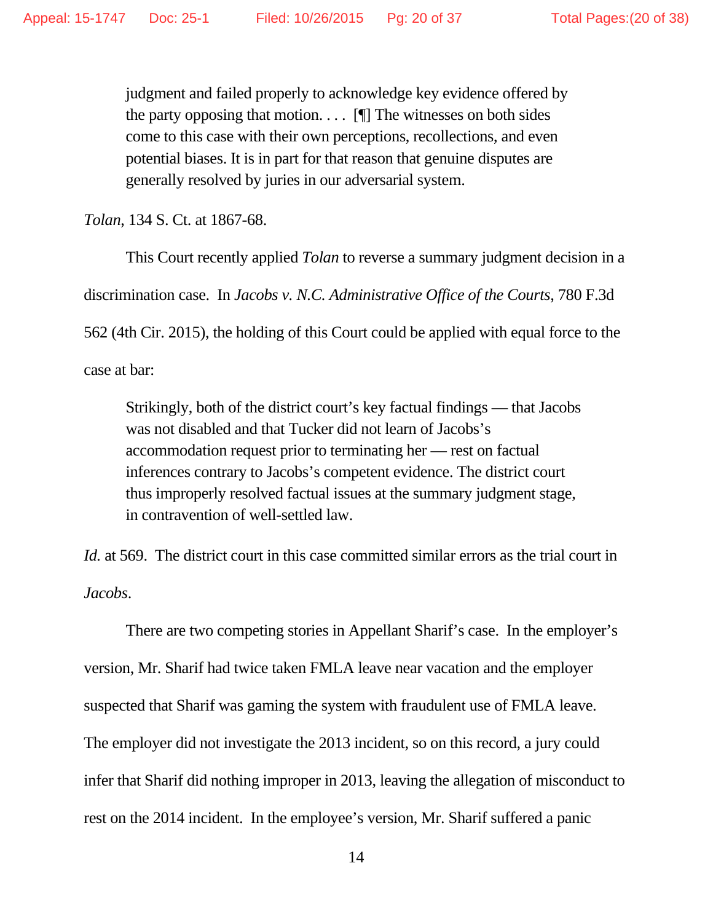> judgment and failed properly to acknowledge key evidence offered by the party opposing that motion. . . . [¶] The witnesses on both sides come to this case with their own perceptions, recollections, and even potential biases. It is in part for that reason that genuine disputes are generally resolved by juries in our adversarial system.

*Tolan*, 134 S. Ct. at 1867-68.

This Court recently applied *Tolan* to reverse a summary judgment decision in a discrimination case. In *Jacobs v. N.C. Administrative Office of the Courts*, 780 F.3d 562 (4th Cir. 2015), the holding of this Court could be applied with equal force to the case at bar:

> Strikingly, both of the district court's key factual findings — that Jacobs was not disabled and that Tucker did not learn of Jacobs's accommodation request prior to terminating her — rest on factual inferences contrary to Jacobs's competent evidence. The district court thus improperly resolved factual issues at the summary judgment stage, in contravention of well-settled law.

*Id.* at 569. The district court in this case committed similar errors as the trial court in *Jacobs*.

There are two competing stories in Appellant Sharif's case. In the employer's version, Mr. Sharif had twice taken FMLA leave near vacation and the employer suspected that Sharif was gaming the system with fraudulent use of FMLA leave. The employer did not investigate the 2013 incident, so on this record, a jury could infer that Sharif did nothing improper in 2013, leaving the allegation of misconduct to rest on the 2014 incident. In the employee's version, Mr. Sharif suffered a panic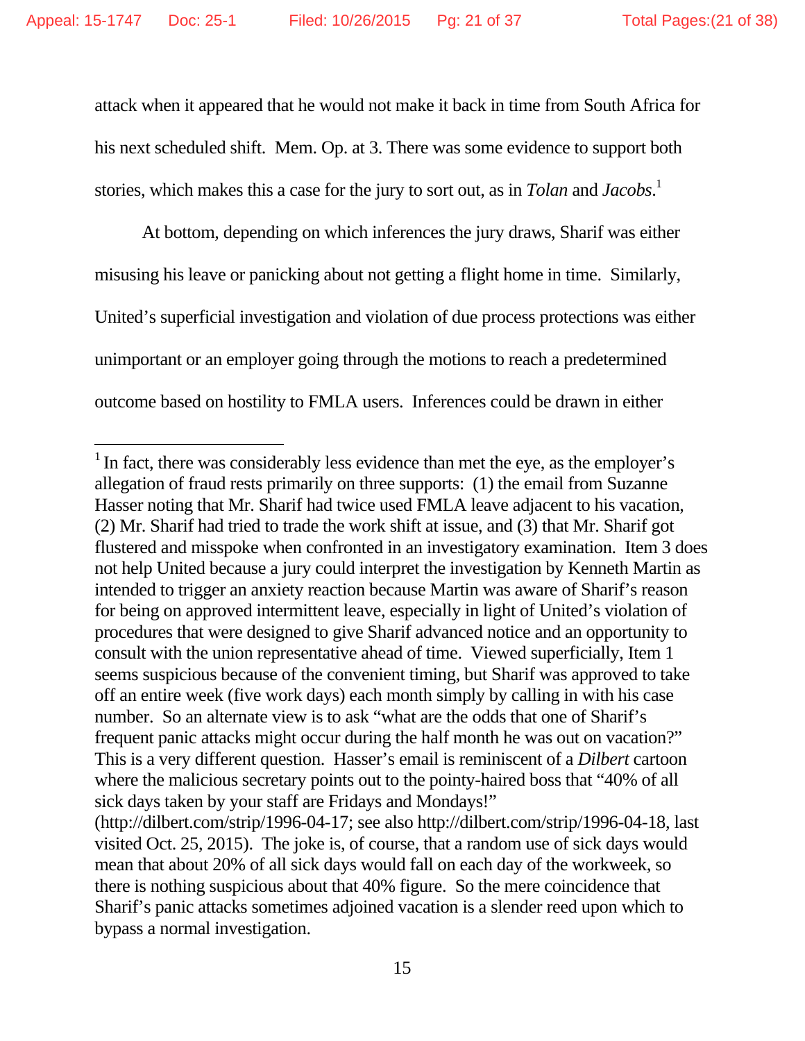attack when it appeared that he would not make it back in time from South Africa for his next scheduled shift. Mem. Op. at 3. There was some evidence to support both stories, which makes this a case for the jury to sort out, as in *Tolan* and *Jacobs*.[1]

At bottom, depending on which inferences the jury draws, Sharif was either misusing his leave or panicking about not getting a flight home in time. Similarly, United's superficial investigation and violation of due process protections was either unimportant or an employer going through the motions to reach a predetermined outcome based on hostility to FMLA users. Inferences could be drawn in either

---

[1] In fact, there was considerably less evidence than met the eye, as the employer's allegation of fraud rests primarily on three supports: (1) the email from Suzanne Hasser noting that Mr. Sharif had twice used FMLA leave adjacent to his vacation, (2) Mr. Sharif had tried to trade the work shift at issue, and (3) that Mr. Sharif got flustered and misspoke when confronted in an investigatory examination. Item 3 does not help United because a jury could interpret the investigation by Kenneth Martin as intended to trigger an anxiety reaction because Martin was aware of Sharif's reason for being on approved intermittent leave, especially in light of United's violation of procedures that were designed to give Sharif advanced notice and an opportunity to consult with the union representative ahead of time. Viewed superficially, Item 1 seems suspicious because of the convenient timing, but Sharif was approved to take off an entire week (five work days) each month simply by calling in with his case number. So an alternate view is to ask "what are the odds that one of Sharif's frequent panic attacks might occur during the half month he was out on vacation?" This is a very different question. Hasser's email is reminiscent of a *Dilbert* cartoon where the malicious secretary points out to the pointy-haired boss that "40% of all sick days taken by your staff are Fridays and Mondays!" (http://dilbert.com/strip/1996-04-17; see also http://dilbert.com/strip/1996-04-18, last visited Oct. 25, 2015). The joke is, of course, that a random use of sick days would mean that about 20% of all sick days would fall on each day of the workweek, so there is nothing suspicious about that 40% figure. So the mere coincidence that Sharif's panic attacks sometimes adjoined vacation is a slender reed upon which to bypass a normal investigation.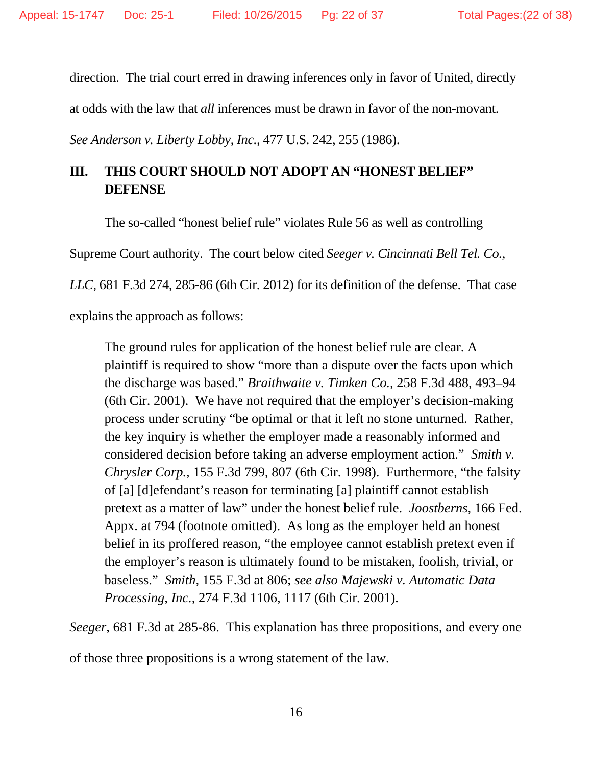direction. The trial court erred in drawing inferences only in favor of United, directly at odds with the law that *all* inferences must be drawn in favor of the non-movant. *See Anderson v. Liberty Lobby, Inc.*, 477 U.S. 242, 255 (1986).

## III. THIS COURT SHOULD NOT ADOPT AN "HONEST BELIEF" DEFENSE

The so-called "honest belief rule" violates Rule 56 as well as controlling Supreme Court authority. The court below cited *Seeger v. Cincinnati Bell Tel. Co., LLC*, 681 F.3d 274, 285-86 (6th Cir. 2012) for its definition of the defense. That case explains the approach as follows:

> The ground rules for application of the honest belief rule are clear. A plaintiff is required to show "more than a dispute over the facts upon which the discharge was based." *Braithwaite v. Timken Co.*, 258 F.3d 488, 493–94 (6th Cir. 2001). We have not required that the employer's decision-making process under scrutiny "be optimal or that it left no stone unturned. Rather, the key inquiry is whether the employer made a reasonably informed and considered decision before taking an adverse employment action." *Smith v. Chrysler Corp.*, 155 F.3d 799, 807 (6th Cir. 1998). Furthermore, "the falsity of [a] [d]efendant's reason for terminating [a] plaintiff cannot establish pretext as a matter of law" under the honest belief rule. *Joostberns*, 166 Fed. Appx. at 794 (footnote omitted). As long as the employer held an honest belief in its proffered reason, "the employee cannot establish pretext even if the employer's reason is ultimately found to be mistaken, foolish, trivial, or baseless." *Smith*, 155 F.3d at 806; *see also Majewski v. Automatic Data Processing, Inc.*, 274 F.3d 1106, 1117 (6th Cir. 2001).

*Seeger*, 681 F.3d at 285-86. This explanation has three propositions, and every one of those three propositions is a wrong statement of the law.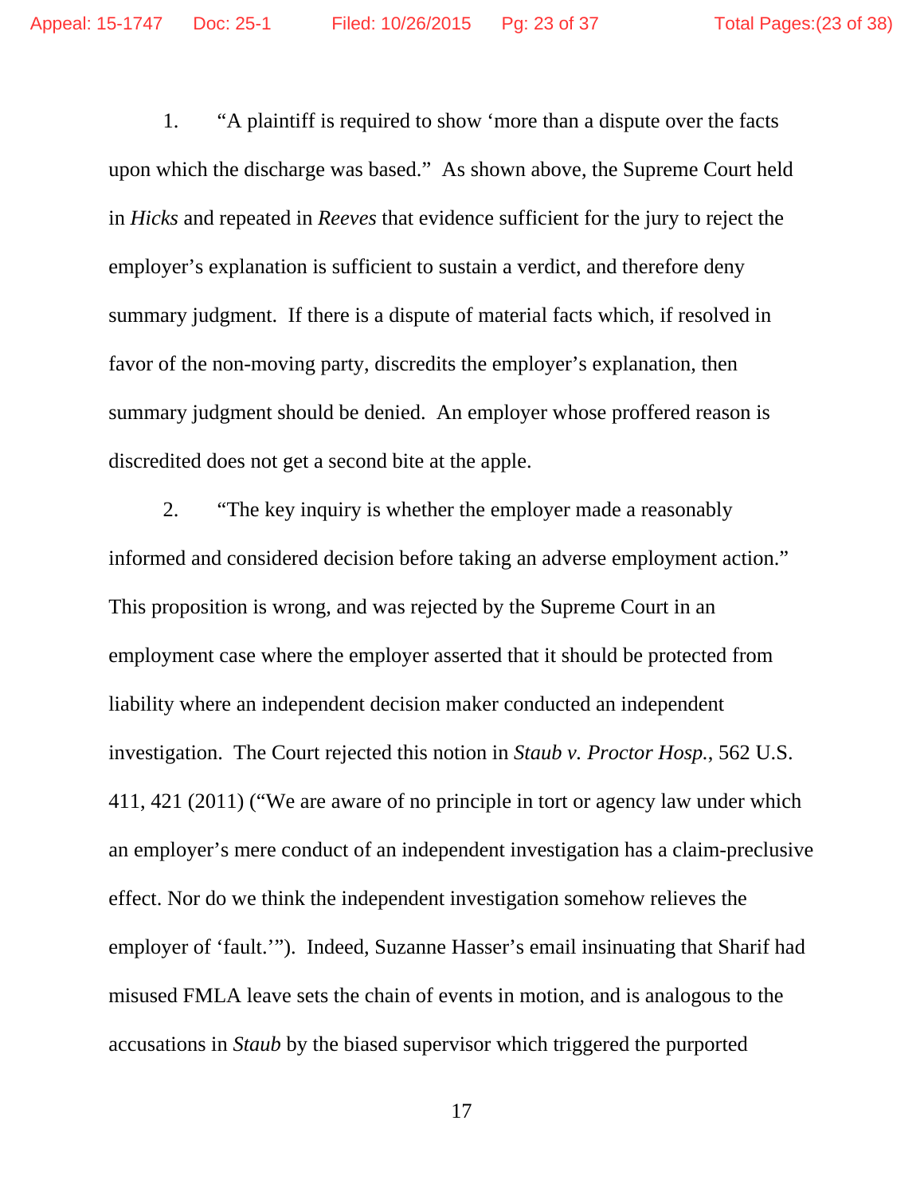1. "A plaintiff is required to show 'more than a dispute over the facts upon which the discharge was based." As shown above, the Supreme Court held in *Hicks* and repeated in *Reeves* that evidence sufficient for the jury to reject the employer's explanation is sufficient to sustain a verdict, and therefore deny summary judgment. If there is a dispute of material facts which, if resolved in favor of the non-moving party, discredits the employer's explanation, then summary judgment should be denied. An employer whose proffered reason is discredited does not get a second bite at the apple.

2. "The key inquiry is whether the employer made a reasonably informed and considered decision before taking an adverse employment action." This proposition is wrong, and was rejected by the Supreme Court in an employment case where the employer asserted that it should be protected from liability where an independent decision maker conducted an independent investigation. The Court rejected this notion in *Staub v. Proctor Hosp.*, 562 U.S. 411, 421 (2011) ("We are aware of no principle in tort or agency law under which an employer's mere conduct of an independent investigation has a claim-preclusive effect. Nor do we think the independent investigation somehow relieves the employer of 'fault.'"). Indeed, Suzanne Hasser's email insinuating that Sharif had misused FMLA leave sets the chain of events in motion, and is analogous to the accusations in *Staub* by the biased supervisor which triggered the purported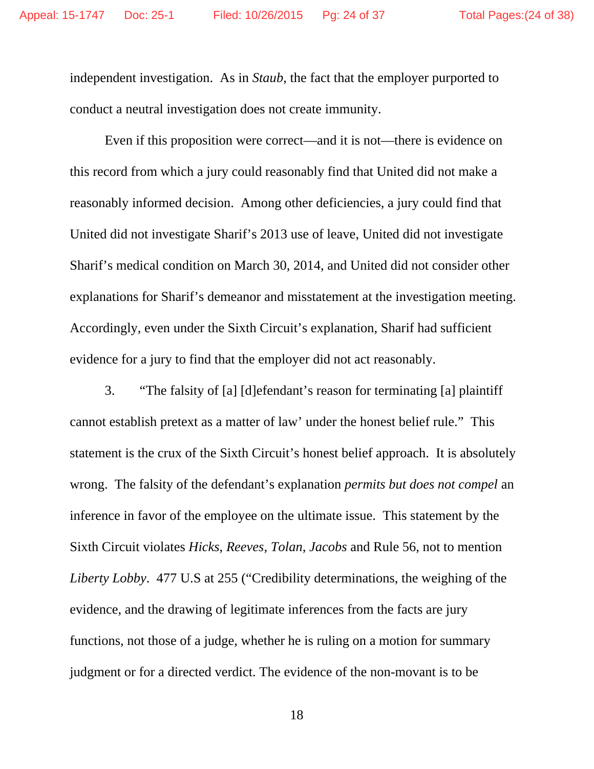independent investigation. As in *Staub*, the fact that the employer purported to conduct a neutral investigation does not create immunity.

Even if this proposition were correct—and it is not—there is evidence on this record from which a jury could reasonably find that United did not make a reasonably informed decision. Among other deficiencies, a jury could find that United did not investigate Sharif's 2013 use of leave, United did not investigate Sharif's medical condition on March 30, 2014, and United did not consider other explanations for Sharif's demeanor and misstatement at the investigation meeting. Accordingly, even under the Sixth Circuit's explanation, Sharif had sufficient evidence for a jury to find that the employer did not act reasonably.

3. "The falsity of [a] [d]efendant's reason for terminating [a] plaintiff cannot establish pretext as a matter of law' under the honest belief rule." This statement is the crux of the Sixth Circuit's honest belief approach. It is absolutely wrong. The falsity of the defendant's explanation *permits but does not compel* an inference in favor of the employee on the ultimate issue. This statement by the Sixth Circuit violates *Hicks*, *Reeves*, *Tolan*, *Jacobs* and Rule 56, not to mention *Liberty Lobby*. 477 U.S at 255 ("Credibility determinations, the weighing of the evidence, and the drawing of legitimate inferences from the facts are jury functions, not those of a judge, whether he is ruling on a motion for summary judgment or for a directed verdict. The evidence of the non-movant is to be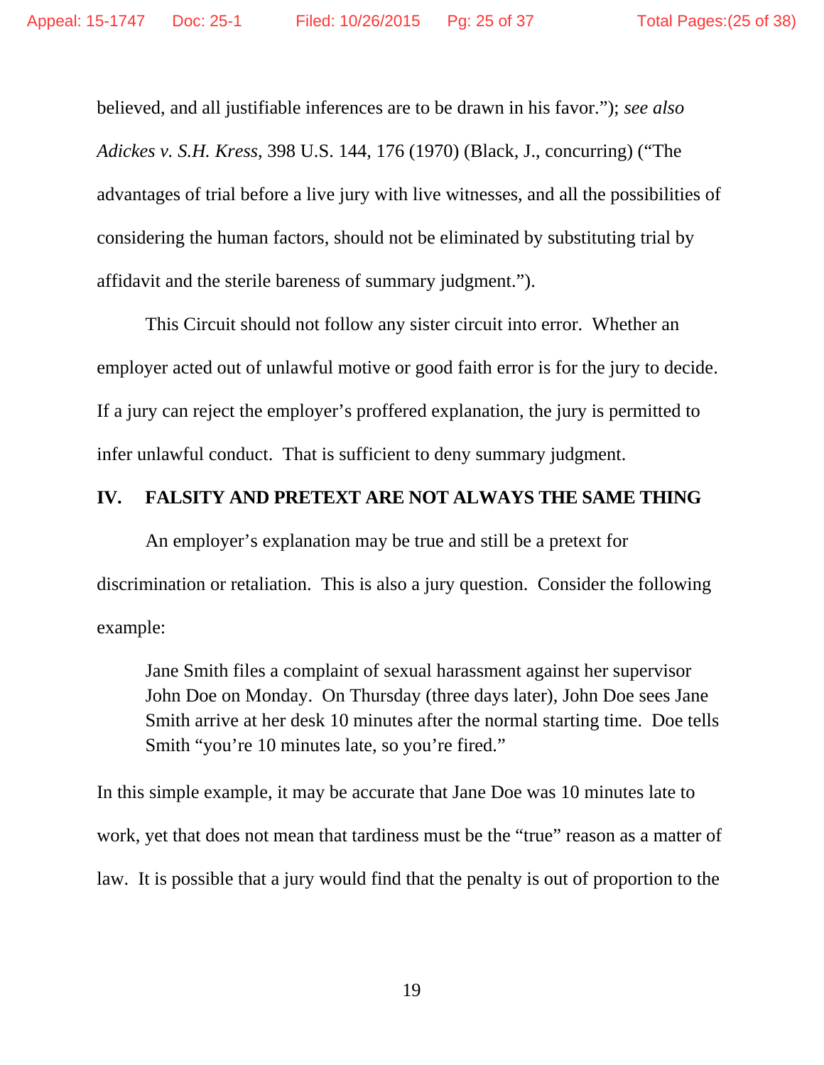believed, and all justifiable inferences are to be drawn in his favor."); *see also* *Adickes v. S.H. Kress*, 398 U.S. 144, 176 (1970) (Black, J., concurring) ("The advantages of trial before a live jury with live witnesses, and all the possibilities of considering the human factors, should not be eliminated by substituting trial by affidavit and the sterile bareness of summary judgment.").

This Circuit should not follow any sister circuit into error. Whether an employer acted out of unlawful motive or good faith error is for the jury to decide. If a jury can reject the employer's proffered explanation, the jury is permitted to infer unlawful conduct. That is sufficient to deny summary judgment.

## IV. FALSITY AND PRETEXT ARE NOT ALWAYS THE SAME THING

An employer's explanation may be true and still be a pretext for discrimination or retaliation. This is also a jury question. Consider the following example:

> Jane Smith files a complaint of sexual harassment against her supervisor John Doe on Monday. On Thursday (three days later), John Doe sees Jane Smith arrive at her desk 10 minutes after the normal starting time. Doe tells Smith "you're 10 minutes late, so you're fired."

In this simple example, it may be accurate that Jane Doe was 10 minutes late to work, yet that does not mean that tardiness must be the "true" reason as a matter of law. It is possible that a jury would find that the penalty is out of proportion to the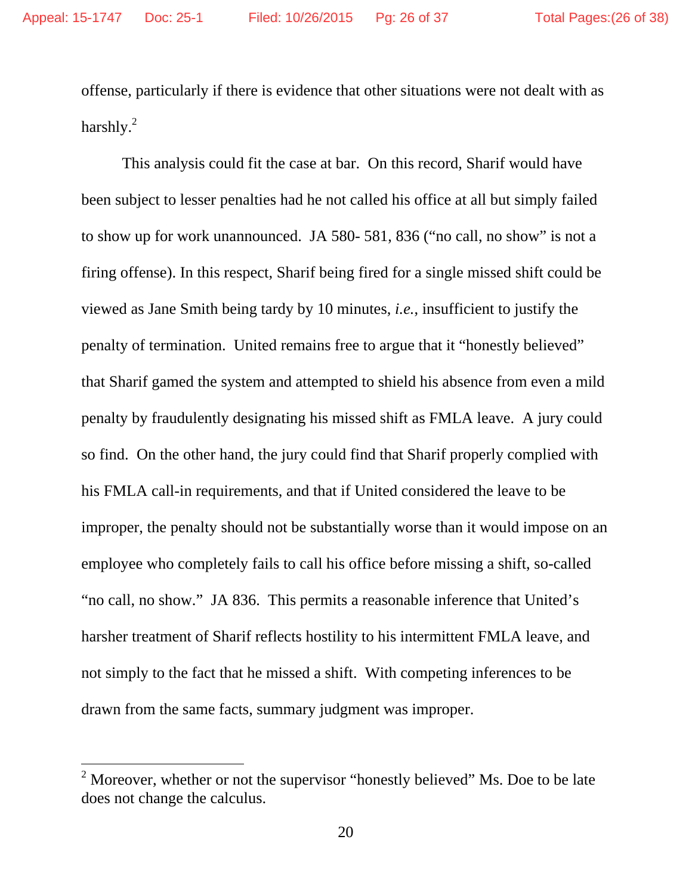offense, particularly if there is evidence that other situations were not dealt with as harshly.[2]

This analysis could fit the case at bar. On this record, Sharif would have been subject to lesser penalties had he not called his office at all but simply failed to show up for work unannounced. JA 580- 581, 836 ("no call, no show" is not a firing offense). In this respect, Sharif being fired for a single missed shift could be viewed as Jane Smith being tardy by 10 minutes, *i.e.*, insufficient to justify the penalty of termination. United remains free to argue that it "honestly believed" that Sharif gamed the system and attempted to shield his absence from even a mild penalty by fraudulently designating his missed shift as FMLA leave. A jury could so find. On the other hand, the jury could find that Sharif properly complied with his FMLA call-in requirements, and that if United considered the leave to be improper, the penalty should not be substantially worse than it would impose on an employee who completely fails to call his office before missing a shift, so-called "no call, no show." JA 836. This permits a reasonable inference that United's harsher treatment of Sharif reflects hostility to his intermittent FMLA leave, and not simply to the fact that he missed a shift. With competing inferences to be drawn from the same facts, summary judgment was improper.

---

[2] Moreover, whether or not the supervisor "honestly believed" Ms. Doe to be late does not change the calculus.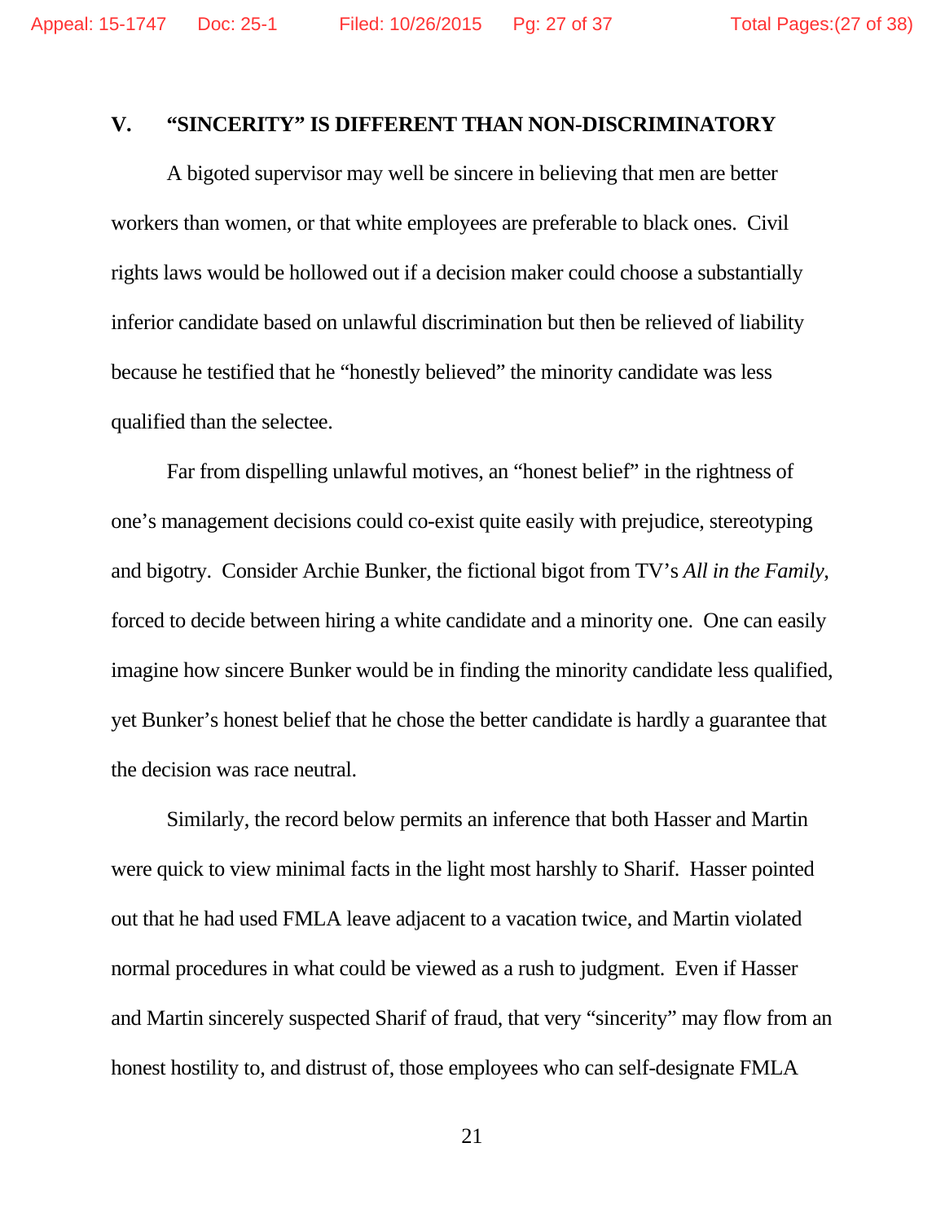## V. "SINCERITY" IS DIFFERENT THAN NON-DISCRIMINATORY

A bigoted supervisor may well be sincere in believing that men are better workers than women, or that white employees are preferable to black ones. Civil rights laws would be hollowed out if a decision maker could choose a substantially inferior candidate based on unlawful discrimination but then be relieved of liability because he testified that he "honestly believed" the minority candidate was less qualified than the selectee.

Far from dispelling unlawful motives, an "honest belief" in the rightness of one's management decisions could co-exist quite easily with prejudice, stereotyping and bigotry. Consider Archie Bunker, the fictional bigot from TV's *All in the Family*, forced to decide between hiring a white candidate and a minority one. One can easily imagine how sincere Bunker would be in finding the minority candidate less qualified, yet Bunker's honest belief that he chose the better candidate is hardly a guarantee that the decision was race neutral.

Similarly, the record below permits an inference that both Hasser and Martin were quick to view minimal facts in the light most harshly to Sharif. Hasser pointed out that he had used FMLA leave adjacent to a vacation twice, and Martin violated normal procedures in what could be viewed as a rush to judgment. Even if Hasser and Martin sincerely suspected Sharif of fraud, that very "sincerity" may flow from an honest hostility to, and distrust of, those employees who can self-designate FMLA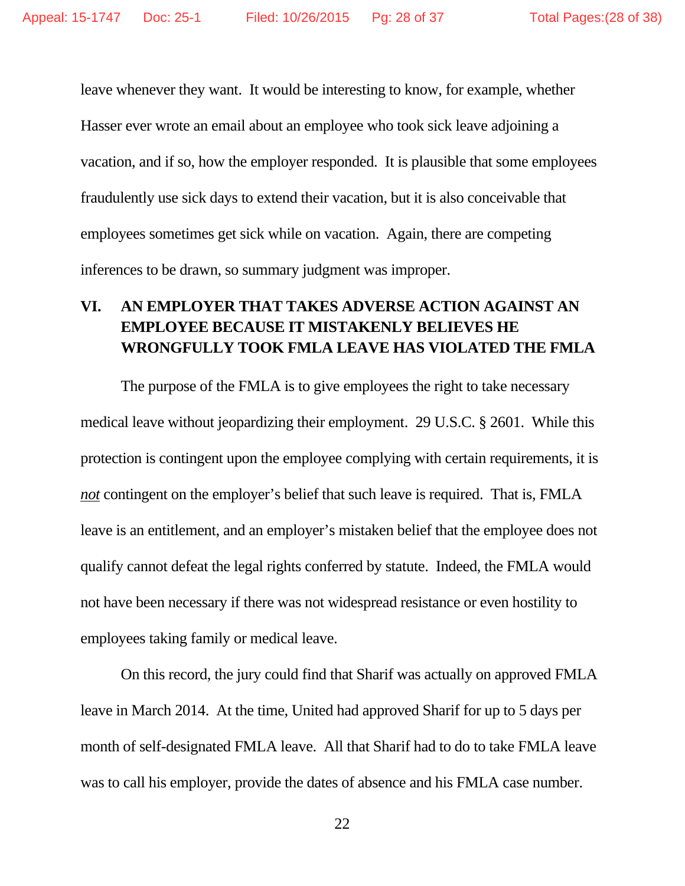leave whenever they want. It would be interesting to know, for example, whether Hasser ever wrote an email about an employee who took sick leave adjoining a vacation, and if so, how the employer responded. It is plausible that some employees fraudulently use sick days to extend their vacation, but it is also conceivable that employees sometimes get sick while on vacation. Again, there are competing inferences to be drawn, so summary judgment was improper.

## VI. AN EMPLOYER THAT TAKES ADVERSE ACTION AGAINST AN EMPLOYEE BECAUSE IT MISTAKENLY BELIEVES HE WRONGFULLY TOOK FMLA LEAVE HAS VIOLATED THE FMLA

The purpose of the FMLA is to give employees the right to take necessary medical leave without jeopardizing their employment. 29 U.S.C. § 2601. While this protection is contingent upon the employee complying with certain requirements, it is ***not*** contingent on the employer's belief that such leave is required. That is, FMLA leave is an entitlement, and an employer's mistaken belief that the employee does not qualify cannot defeat the legal rights conferred by statute. Indeed, the FMLA would not have been necessary if there was not widespread resistance or even hostility to employees taking family or medical leave.

On this record, the jury could find that Sharif was actually on approved FMLA leave in March 2014. At the time, United had approved Sharif for up to 5 days per month of self-designated FMLA leave. All that Sharif had to do to take FMLA leave was to call his employer, provide the dates of absence and his FMLA case number.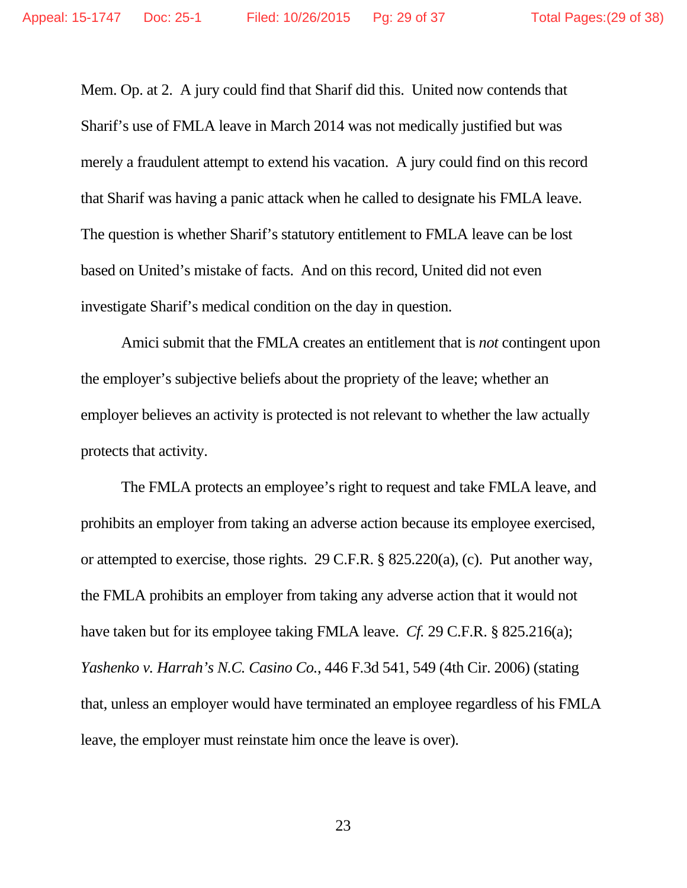Mem. Op. at 2. A jury could find that Sharif did this. United now contends that Sharif's use of FMLA leave in March 2014 was not medically justified but was merely a fraudulent attempt to extend his vacation. A jury could find on this record that Sharif was having a panic attack when he called to designate his FMLA leave. The question is whether Sharif's statutory entitlement to FMLA leave can be lost based on United's mistake of facts. And on this record, United did not even investigate Sharif's medical condition on the day in question.

Amici submit that the FMLA creates an entitlement that is *not* contingent upon the employer's subjective beliefs about the propriety of the leave; whether an employer believes an activity is protected is not relevant to whether the law actually protects that activity.

The FMLA protects an employee's right to request and take FMLA leave, and prohibits an employer from taking an adverse action because its employee exercised, or attempted to exercise, those rights. 29 C.F.R. § 825.220(a), (c). Put another way, the FMLA prohibits an employer from taking any adverse action that it would not have taken but for its employee taking FMLA leave. *Cf.* 29 C.F.R. § 825.216(a); *Yashenko v. Harrah's N.C. Casino Co.*, 446 F.3d 541, 549 (4th Cir. 2006) (stating that, unless an employer would have terminated an employee regardless of his FMLA leave, the employer must reinstate him once the leave is over).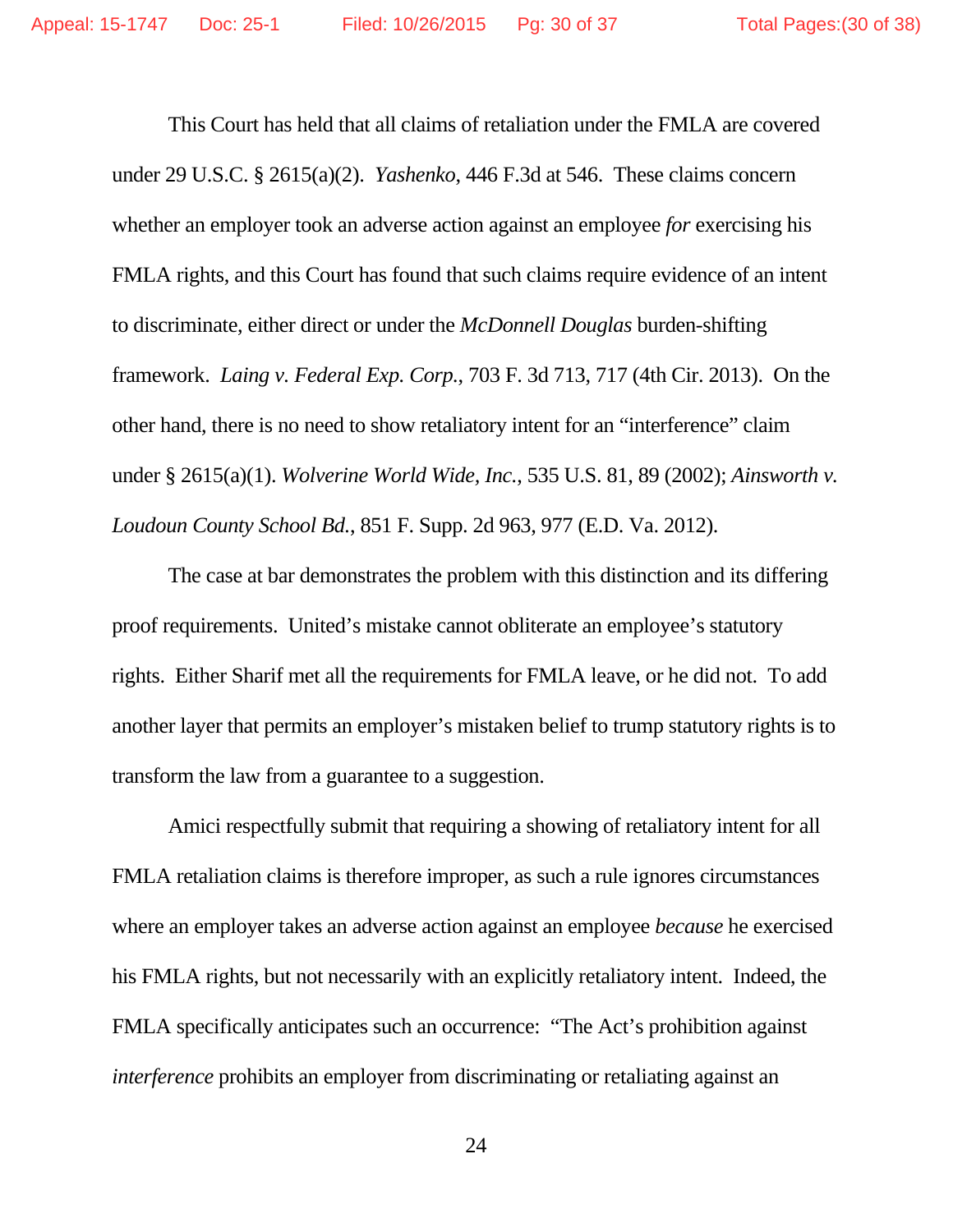This Court has held that all claims of retaliation under the FMLA are covered under 29 U.S.C. § 2615(a)(2). *Yashenko*, 446 F.3d at 546. These claims concern whether an employer took an adverse action against an employee *for* exercising his FMLA rights, and this Court has found that such claims require evidence of an intent to discriminate, either direct or under the *McDonnell Douglas* burden-shifting framework. *Laing v. Federal Exp. Corp.*, 703 F. 3d 713, 717 (4th Cir. 2013). On the other hand, there is no need to show retaliatory intent for an "interference" claim under § 2615(a)(1). *Wolverine World Wide, Inc.*, 535 U.S. 81, 89 (2002); *Ainsworth v. Loudoun County School Bd.*, 851 F. Supp. 2d 963, 977 (E.D. Va. 2012).

The case at bar demonstrates the problem with this distinction and its differing proof requirements. United's mistake cannot obliterate an employee's statutory rights. Either Sharif met all the requirements for FMLA leave, or he did not. To add another layer that permits an employer's mistaken belief to trump statutory rights is to transform the law from a guarantee to a suggestion.

Amici respectfully submit that requiring a showing of retaliatory intent for all FMLA retaliation claims is therefore improper, as such a rule ignores circumstances where an employer takes an adverse action against an employee *because* he exercised his FMLA rights, but not necessarily with an explicitly retaliatory intent. Indeed, the FMLA specifically anticipates such an occurrence: "The Act's prohibition against *interference* prohibits an employer from discriminating or retaliating against an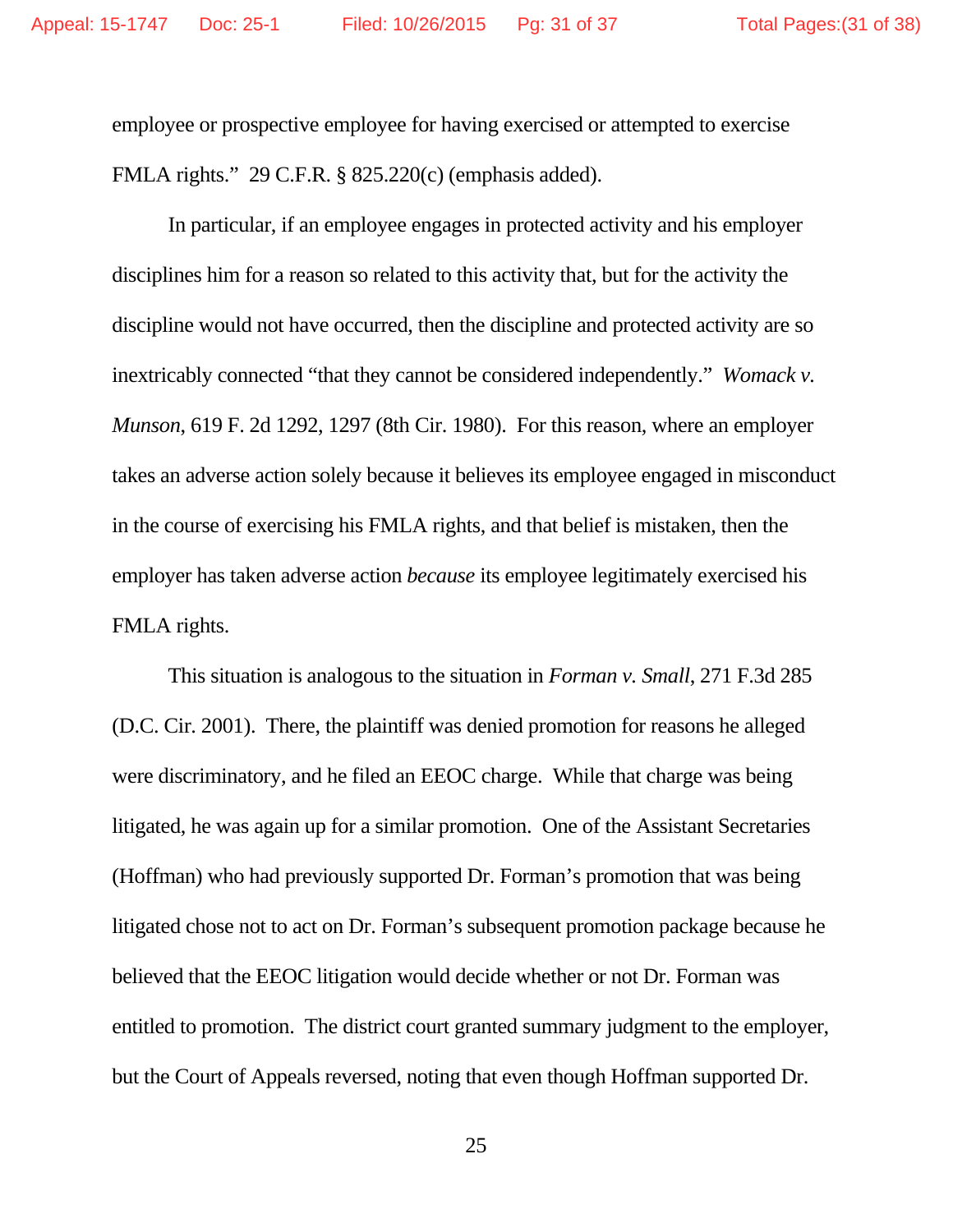employee or prospective employee for having exercised or attempted to exercise FMLA rights." 29 C.F.R. § 825.220(c) (emphasis added).

In particular, if an employee engages in protected activity and his employer disciplines him for a reason so related to this activity that, but for the activity the discipline would not have occurred, then the discipline and protected activity are so inextricably connected "that they cannot be considered independently." *Womack v. Munson*, 619 F. 2d 1292, 1297 (8th Cir. 1980). For this reason, where an employer takes an adverse action solely because it believes its employee engaged in misconduct in the course of exercising his FMLA rights, and that belief is mistaken, then the employer has taken adverse action *because* its employee legitimately exercised his FMLA rights.

This situation is analogous to the situation in *Forman v. Small*, 271 F.3d 285 (D.C. Cir. 2001). There, the plaintiff was denied promotion for reasons he alleged were discriminatory, and he filed an EEOC charge. While that charge was being litigated, he was again up for a similar promotion. One of the Assistant Secretaries (Hoffman) who had previously supported Dr. Forman's promotion that was being litigated chose not to act on Dr. Forman's subsequent promotion package because he believed that the EEOC litigation would decide whether or not Dr. Forman was entitled to promotion. The district court granted summary judgment to the employer, but the Court of Appeals reversed, noting that even though Hoffman supported Dr.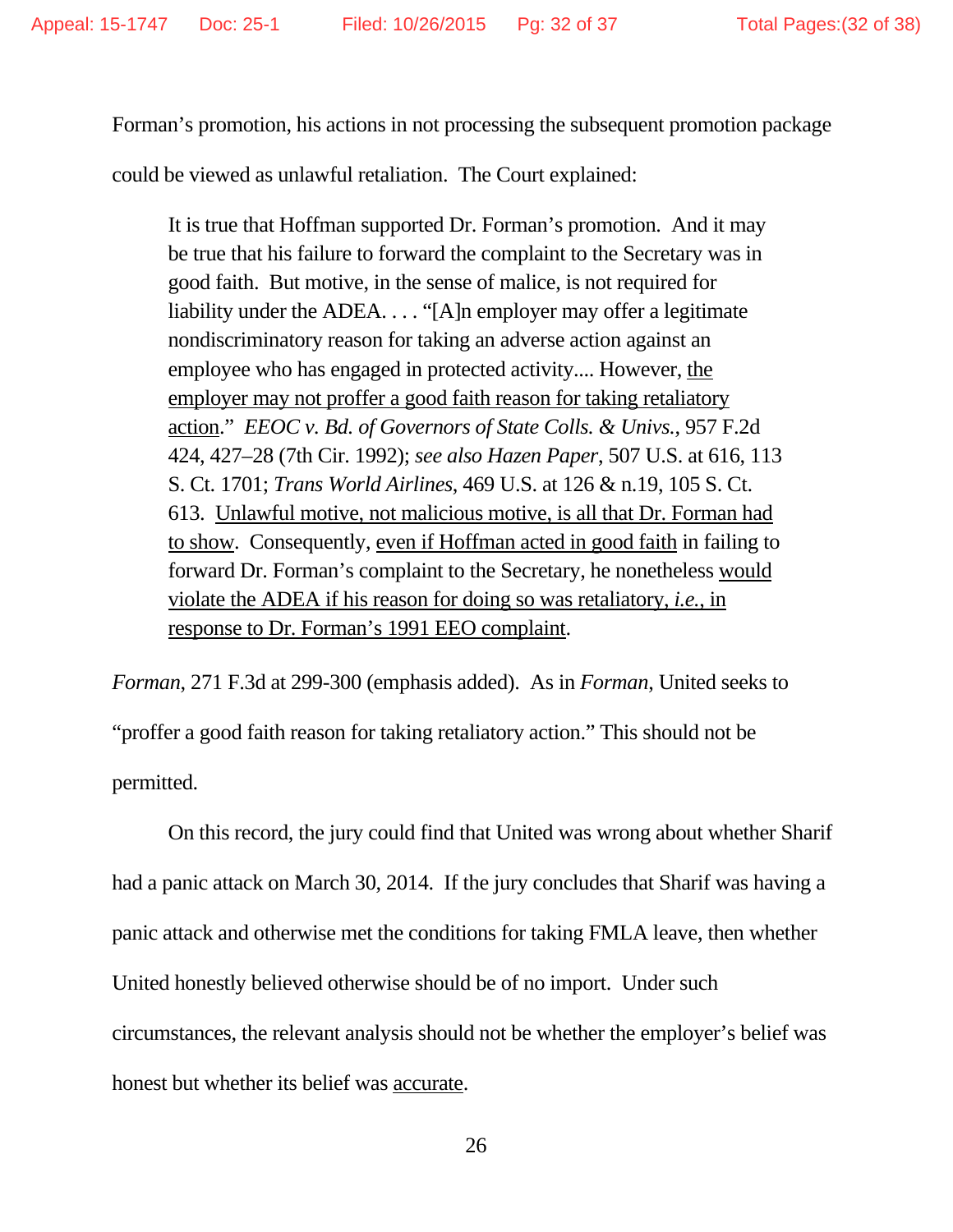Forman's promotion, his actions in not processing the subsequent promotion package could be viewed as unlawful retaliation. The Court explained:

> It is true that Hoffman supported Dr. Forman's promotion. And it may be true that his failure to forward the complaint to the Secretary was in good faith. But motive, in the sense of malice, is not required for liability under the ADEA. . . . "[A]n employer may offer a legitimate nondiscriminatory reason for taking an adverse action against an employee who has engaged in protected activity.... However, <u>the employer may not proffer a good faith reason for taking retaliatory action</u>." *EEOC v. Bd. of Governors of State Colls. & Univs.*, 957 F.2d 424, 427–28 (7th Cir. 1992); *see also Hazen Paper*, 507 U.S. at 616, 113 S. Ct. 1701; *Trans World Airlines*, 469 U.S. at 126 & n.19, 105 S. Ct. 613. <u>Unlawful motive, not malicious motive, is all that Dr. Forman had to show</u>. Consequently, <u>even if Hoffman acted in good faith</u> in failing to forward Dr. Forman's complaint to the Secretary, he nonetheless <u>would violate the ADEA if his reason for doing so was retaliatory, *i.e.*, in response to Dr. Forman's 1991 EEO complaint</u>.

*Forman*, 271 F.3d at 299-300 (emphasis added). As in *Forman*, United seeks to "proffer a good faith reason for taking retaliatory action." This should not be permitted.

On this record, the jury could find that United was wrong about whether Sharif had a panic attack on March 30, 2014. If the jury concludes that Sharif was having a panic attack and otherwise met the conditions for taking FMLA leave, then whether United honestly believed otherwise should be of no import. Under such circumstances, the relevant analysis should not be whether the employer's belief was honest but whether its belief was <u>accurate</u>.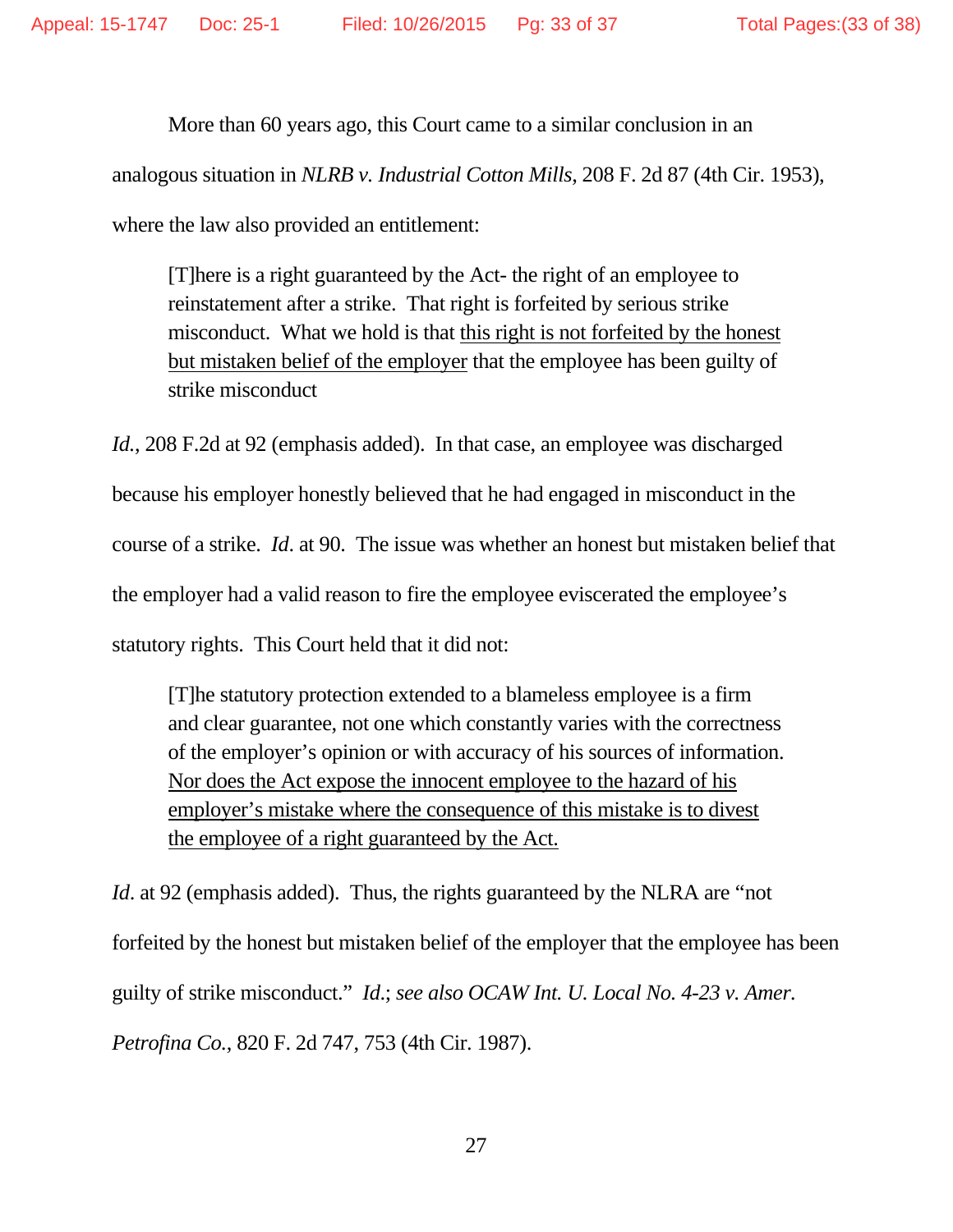More than 60 years ago, this Court came to a similar conclusion in an analogous situation in *NLRB v. Industrial Cotton Mills*, 208 F. 2d 87 (4th Cir. 1953), where the law also provided an entitlement:

> [T]here is a right guaranteed by the Act- the right of an employee to reinstatement after a strike. That right is forfeited by serious strike misconduct. What we hold is that <u>this right is not forfeited by the honest but mistaken belief of the employer</u> that the employee has been guilty of strike misconduct

*Id.*, 208 F.2d at 92 (emphasis added). In that case, an employee was discharged because his employer honestly believed that he had engaged in misconduct in the course of a strike. *Id*. at 90. The issue was whether an honest but mistaken belief that the employer had a valid reason to fire the employee eviscerated the employee's statutory rights. This Court held that it did not:

> [T]he statutory protection extended to a blameless employee is a firm and clear guarantee, not one which constantly varies with the correctness of the employer's opinion or with accuracy of his sources of information. <u>Nor does the Act expose the innocent employee to the hazard of his employer's mistake where the consequence of this mistake is to divest the employee of a right guaranteed by the Act.</u>

*Id*. at 92 (emphasis added). Thus, the rights guaranteed by the NLRA are "not forfeited by the honest but mistaken belief of the employer that the employee has been guilty of strike misconduct." *Id.*; *see also OCAW Int. U. Local No. 4-23 v. Amer. Petrofina Co.*, 820 F. 2d 747, 753 (4th Cir. 1987).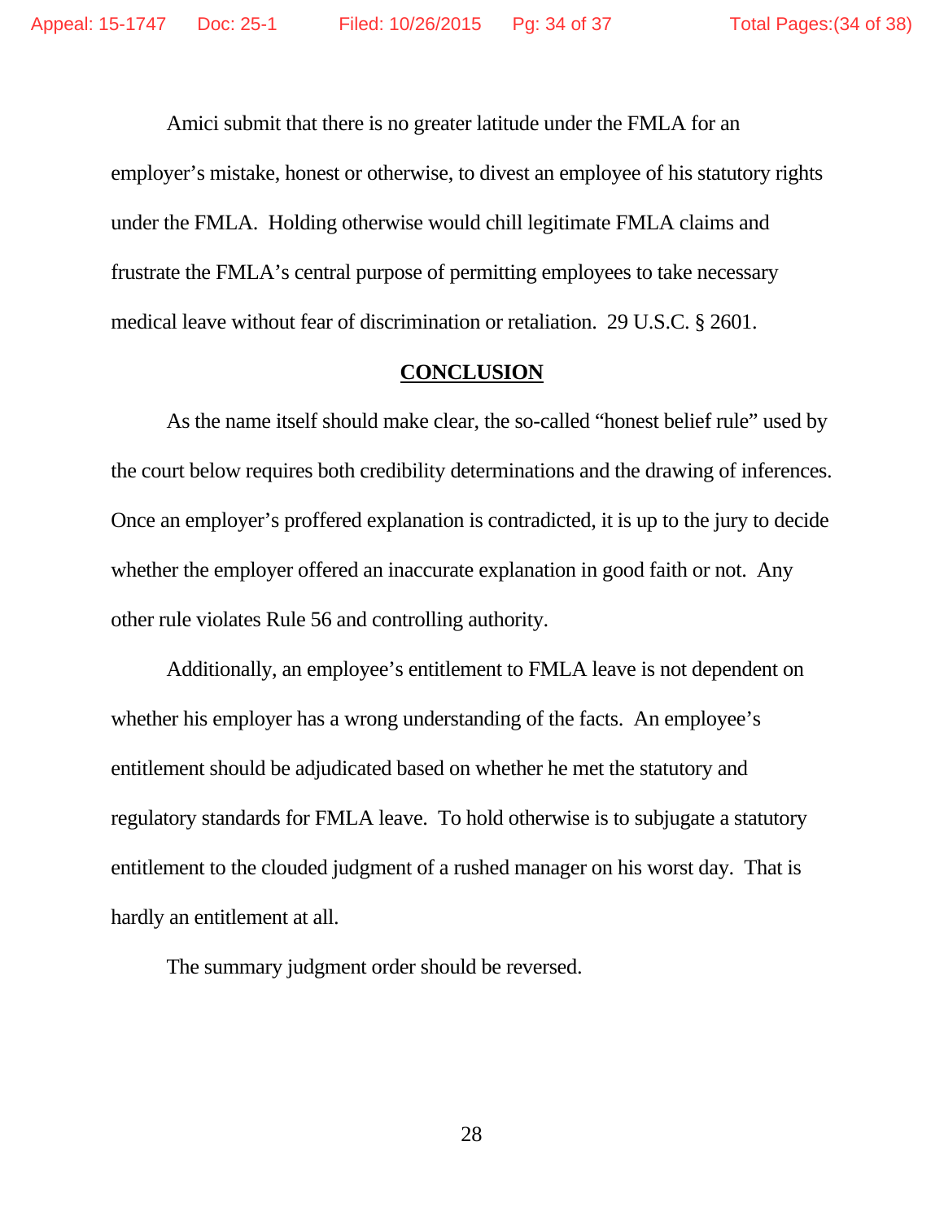Amici submit that there is no greater latitude under the FMLA for an employer's mistake, honest or otherwise, to divest an employee of his statutory rights under the FMLA. Holding otherwise would chill legitimate FMLA claims and frustrate the FMLA's central purpose of permitting employees to take necessary medical leave without fear of discrimination or retaliation. 29 U.S.C. § 2601.

## CONCLUSION

As the name itself should make clear, the so-called "honest belief rule" used by the court below requires both credibility determinations and the drawing of inferences. Once an employer's proffered explanation is contradicted, it is up to the jury to decide whether the employer offered an inaccurate explanation in good faith or not. Any other rule violates Rule 56 and controlling authority.

Additionally, an employee's entitlement to FMLA leave is not dependent on whether his employer has a wrong understanding of the facts. An employee's entitlement should be adjudicated based on whether he met the statutory and regulatory standards for FMLA leave. To hold otherwise is to subjugate a statutory entitlement to the clouded judgment of a rushed manager on his worst day. That is hardly an entitlement at all.

The summary judgment order should be reversed.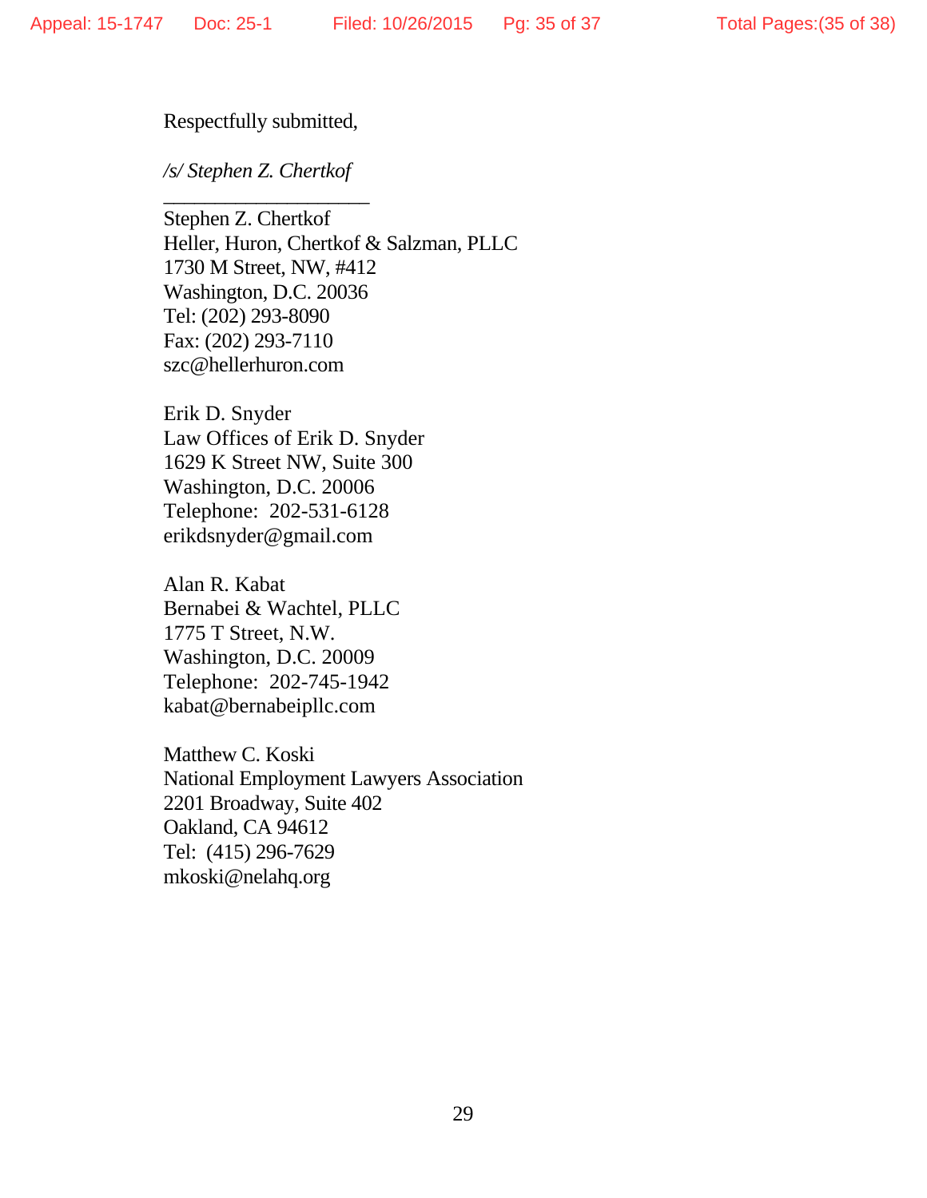Respectfully submitted,

*/s/ Stephen Z. Chertkof*

\_\_\_\_\_\_\_\_\_\_\_\_\_\_\_\_\_\_\_\_

Stephen Z. Chertkof
Heller, Huron, Chertkof & Salzman, PLLC
1730 M Street, NW, #412
Washington, D.C. 20036
Tel: (202) 293-8090
Fax: (202) 293-7110
szc@hellerhuron.com

Erik D. Snyder
Law Offices of Erik D. Snyder
1629 K Street NW, Suite 300
Washington, D.C. 20006
Telephone: 202-531-6128
erikdsnyder@gmail.com

Alan R. Kabat
Bernabei & Wachtel, PLLC
1775 T Street, N.W.
Washington, D.C. 20009
Telephone: 202-745-1942
kabat@bernabeipllc.com

Matthew C. Koski
National Employment Lawyers Association
2201 Broadway, Suite 402
Oakland, CA 94612
Tel: (415) 296-7629
mkoski@nelahq.org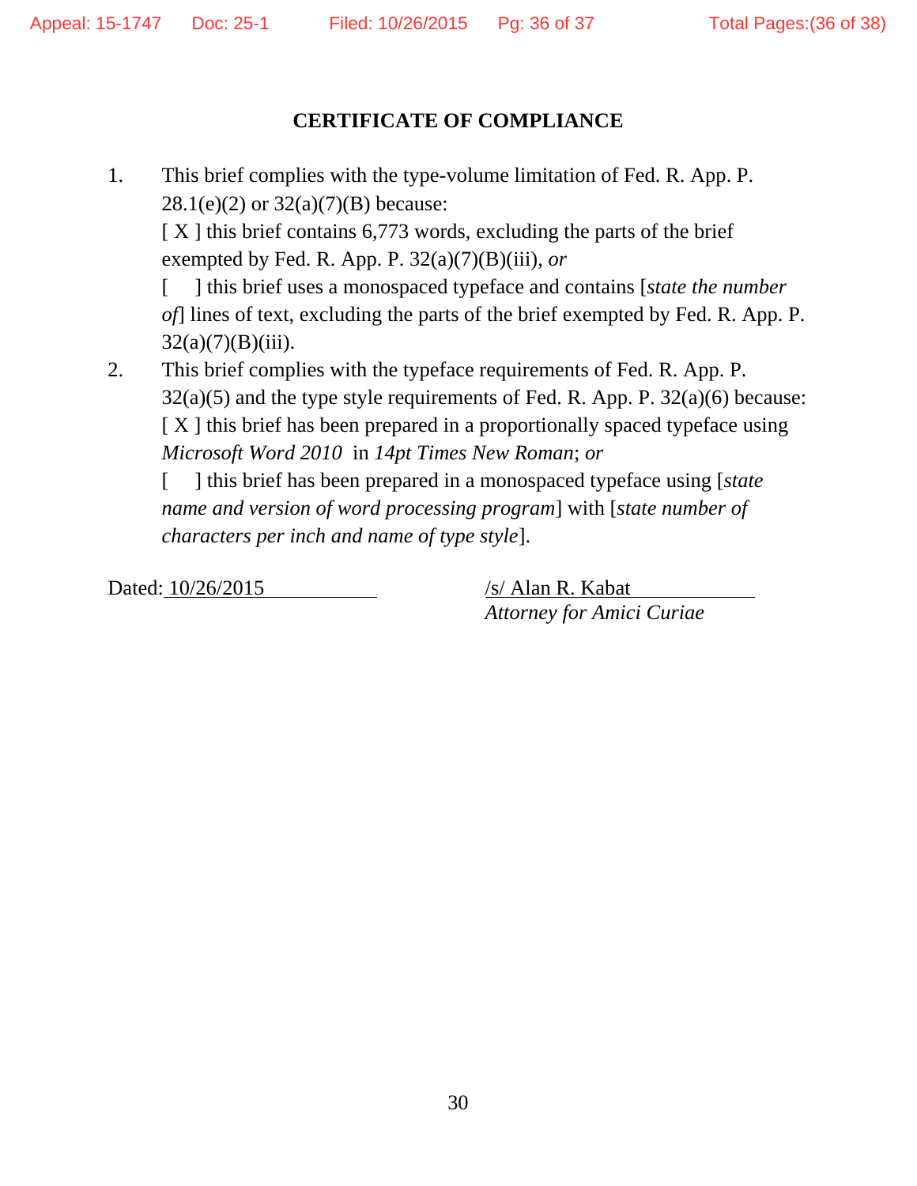## CERTIFICATE OF COMPLIANCE

1. This brief complies with the type-volume limitation of Fed. R. App. P. 28.1(e)(2) or 32(a)(7)(B) because:

   [ X ] this brief contains 6,773 words, excluding the parts of the brief exempted by Fed. R. App. P. 32(a)(7)(B)(iii), *or*

   [ ] this brief uses a monospaced typeface and contains [*state the number of*] lines of text, excluding the parts of the brief exempted by Fed. R. App. P. 32(a)(7)(B)(iii).

2. This brief complies with the typeface requirements of Fed. R. App. P. 32(a)(5) and the type style requirements of Fed. R. App. P. 32(a)(6) because:

   [ X ] this brief has been prepared in a proportionally spaced typeface using *Microsoft Word 2010* in *14pt Times New Roman*; *or*

   [ ] this brief has been prepared in a monospaced typeface using [*state name and version of word processing program*] with [*state number of characters per inch and name of type style*].

Dated: 10/26/2015

/s/ Alan R. Kabat
*Attorney for Amici Curiae*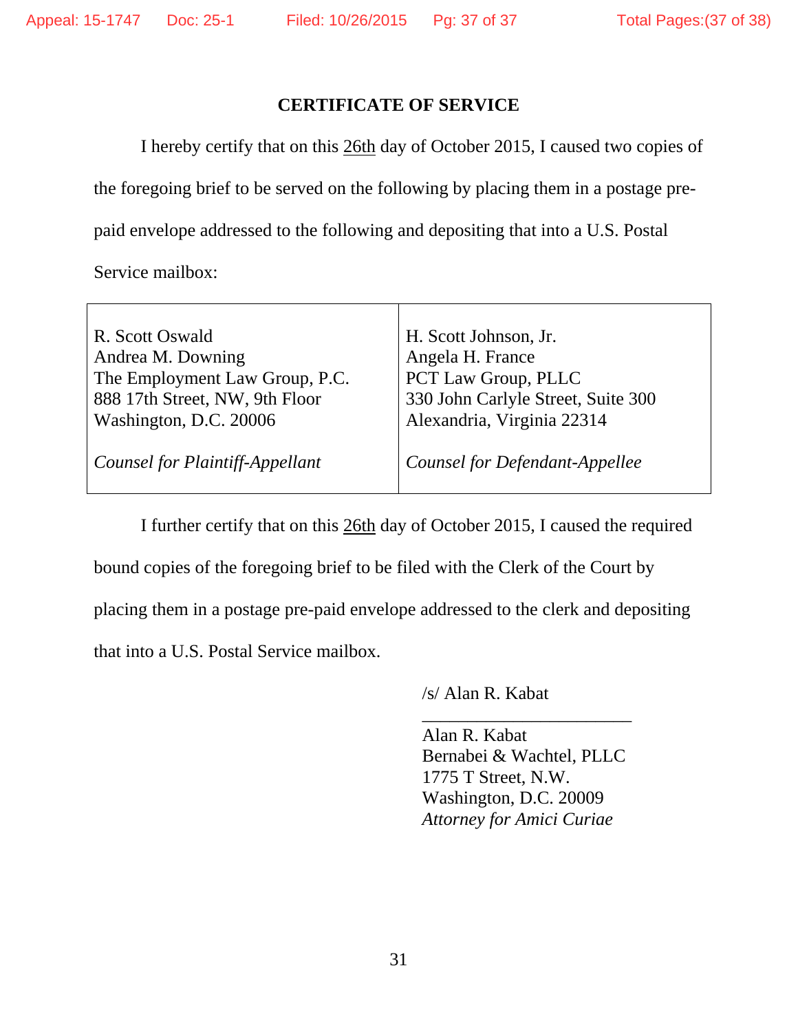## CERTIFICATE OF SERVICE

I hereby certify that on this 26th day of October 2015, I caused two copies of the foregoing brief to be served on the following by placing them in a postage pre-paid envelope addressed to the following and depositing that into a U.S. Postal Service mailbox:

| | |
|---|---|
| R. Scott Oswald<br>Andrea M. Downing<br>The Employment Law Group, P.C.<br>888 17th Street, NW, 9th Floor<br>Washington, D.C. 20006<br><br>*Counsel for Plaintiff-Appellant* | H. Scott Johnson, Jr.<br>Angela H. France<br>PCT Law Group, PLLC<br>330 John Carlyle Street, Suite 300<br>Alexandria, Virginia 22314<br><br>*Counsel for Defendant-Appellee* |

I further certify that on this 26th day of October 2015, I caused the required bound copies of the foregoing brief to be filed with the Clerk of the Court by placing them in a postage pre-paid envelope addressed to the clerk and depositing that into a U.S. Postal Service mailbox.

/s/ Alan R. Kabat

Alan R. Kabat
Bernabei & Wachtel, PLLC
1775 T Street, N.W.
Washington, D.C. 20009
*Attorney for Amici Curiae*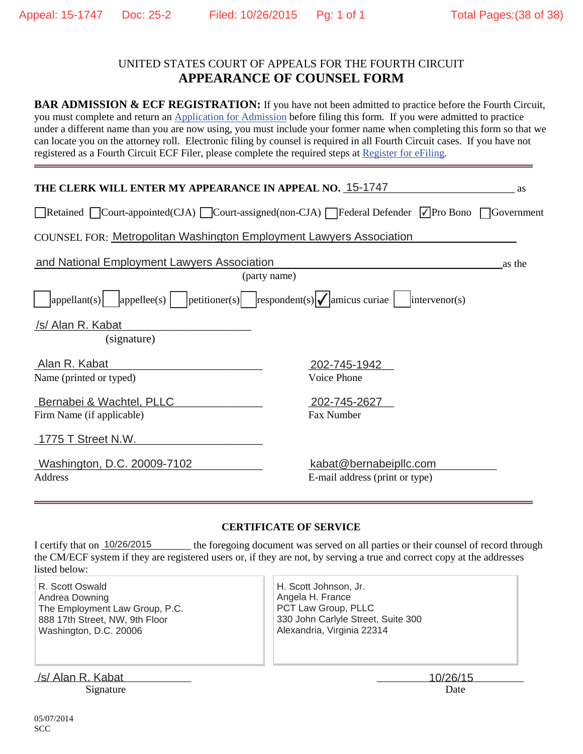UNITED STATES COURT OF APPEALS FOR THE FOURTH CIRCUIT

## APPEARANCE OF COUNSEL FORM

**BAR ADMISSION & ECF REGISTRATION:** If you have not been admitted to practice before the Fourth Circuit, you must complete and return an Application for Admission before filing this form. If you were admitted to practice under a different name than you are now using, you must include your former name when completing this form so that we can locate you on the attorney roll. Electronic filing by counsel is required in all Fourth Circuit cases. If you have not registered as a Fourth Circuit ECF Filer, please complete the required steps at Register for eFiling.

---

**THE CLERK WILL ENTER MY APPEARANCE IN APPEAL NO.** 15-1747 as

☐ Retained ☐ Court-appointed(CJA) ☐ Court-assigned(non-CJA) ☐ Federal Defender ☑ Pro Bono ☐ Government

COUNSEL FOR: Metropolitan Washington Employment Lawyers Association and National Employment Lawyers Association as the

(party name)

☐ appellant(s) ☐ appellee(s) ☐ petitioner(s) ☐ respondent(s) ☑ amicus curiae ☐ intervenor(s)

/s/ Alan R. Kabat
(signature)

| | |
|---|---|
| Alan R. Kabat<br>Name (printed or typed) | 202-745-1942<br>Voice Phone |
| Bernabei & Wachtel, PLLC<br>Firm Name (if applicable) | 202-745-2627<br>Fax Number |
| 1775 T Street N.W.<br>Washington, D.C. 20009-7102<br>Address | kabat@bernabeipllc.com<br>E-mail address (print or type) |

---

### CERTIFICATE OF SERVICE

I certify that on 10/26/2015 the foregoing document was served on all parties or their counsel of record through the CM/ECF system if they are registered users or, if they are not, by serving a true and correct copy at the addresses listed below:

| | |
|---|---|
| R. Scott Oswald<br>Andrea Downing<br>The Employment Law Group, P.C.<br>888 17th Street, NW, 9th Floor<br>Washington, D.C. 20006 | H. Scott Johnson, Jr.<br>Angela H. France<br>PCT Law Group, PLLC<br>330 John Carlyle Street, Suite 300<br>Alexandria, Virginia 22314 |

/s/ Alan R. Kabat
Signature

10/26/15
Date

05/07/2014
SCC